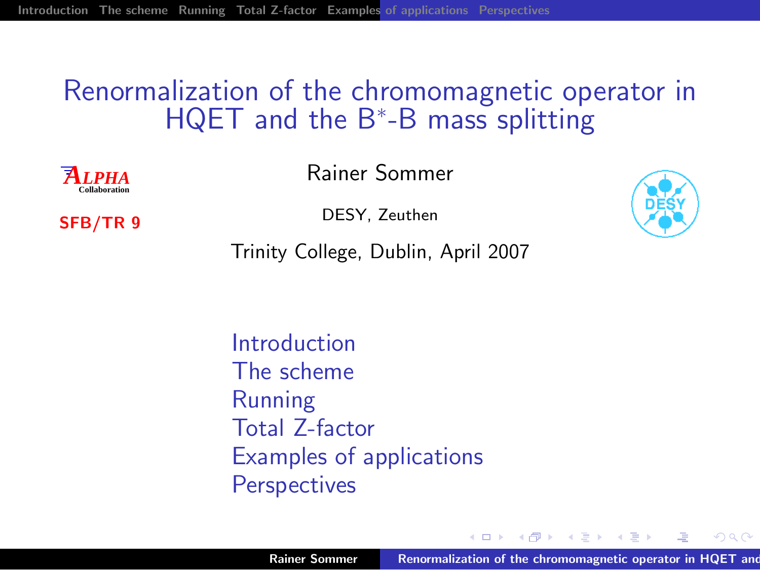# Renormalization of the chromomagnetic operator in HQET and the $B^*$-B mass splitting

ALPHA Collaboration

SFB/TR 9

Rainer Sommer

DESY, Zeuthen

Trinity College, Dublin, April 2007

- Introduction
- The scheme
- Running
- Total Z-factor
- Examples of applications
- Perspectives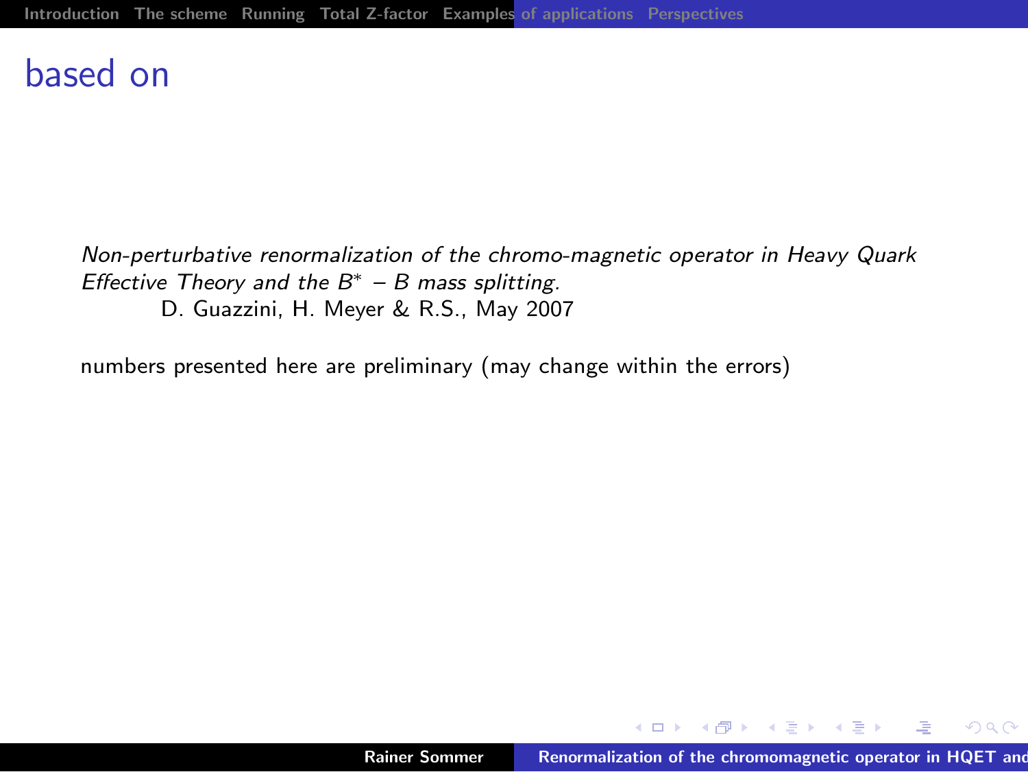# based on

*Non-perturbative renormalization of the chromo-magnetic operator in Heavy Quark Effective Theory and the $B^* - B$ mass splitting.*
D. Guazzini, H. Meyer & R.S., May 2007

numbers presented here are preliminary (may change within the errors)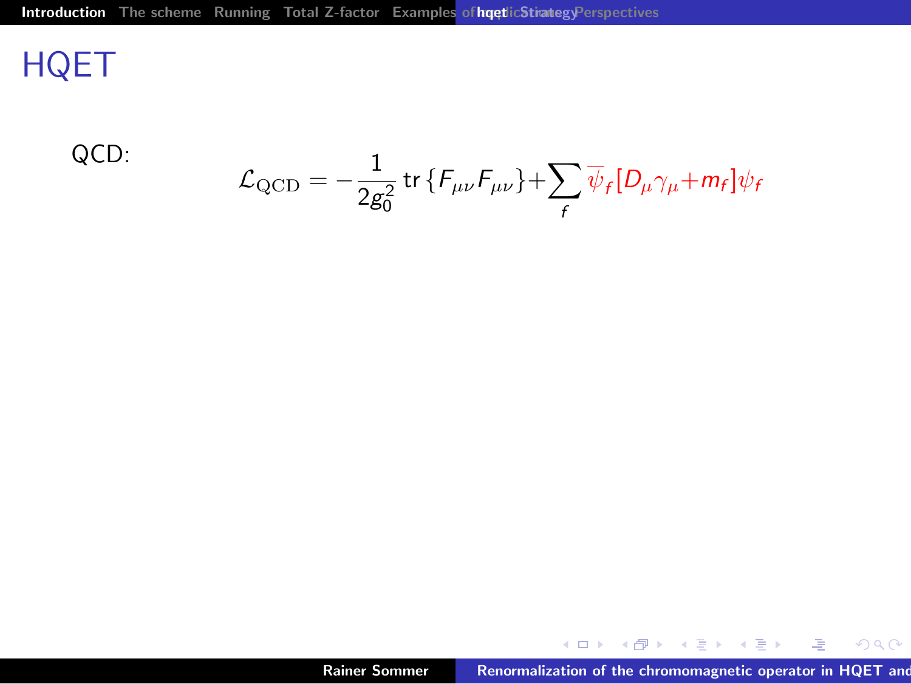# HQET

QCD:

$$\mathcal{L}_{\rm QCD} = -\frac{1}{2g_0^2}\,\mathrm{tr}\,\{F_{\mu\nu}F_{\mu\nu}\} + \sum_f \overline{\psi}_f [D_\mu\gamma_\mu + m_f]\psi_f$$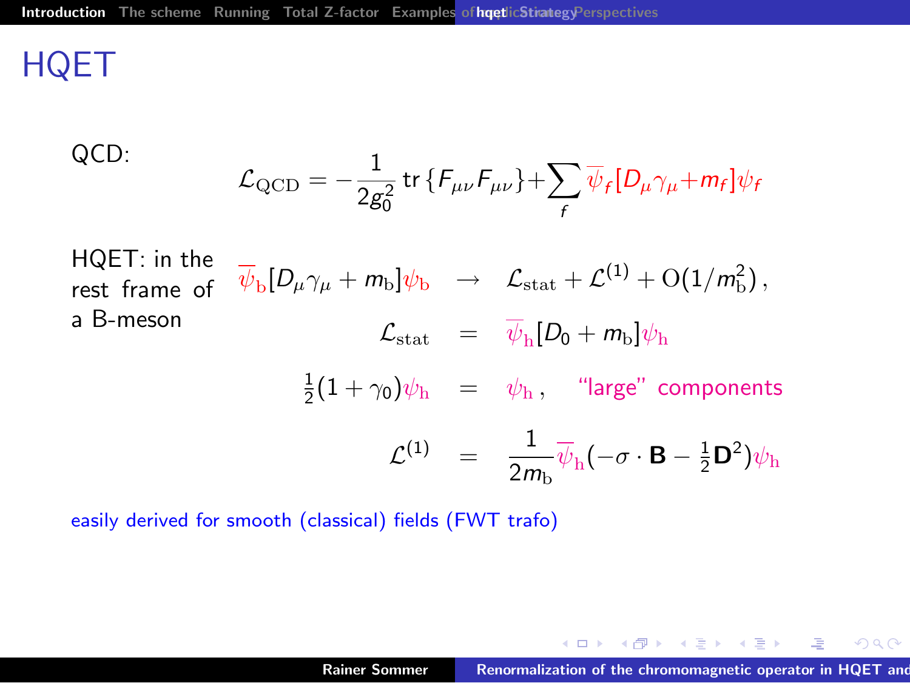# HQET

QCD:

$$\mathcal{L}_{\rm QCD} = -\frac{1}{2g_0^2}\,\mathrm{tr}\,\{F_{\mu\nu}F_{\mu\nu}\} + \sum_f \overline{\psi}_f[D_\mu\gamma_\mu + m_f]\psi_f$$

HQET: in the rest frame of a B-meson

$$\overline{\psi}_{\rm b}[D_\mu\gamma_\mu + m_{\rm b}]\psi_{\rm b} \quad \rightarrow \quad \mathcal{L}_{\rm stat} + \mathcal{L}^{(1)} + \mathrm{O}(1/m_{\rm b}^2)\,,$$

$$\mathcal{L}_{\rm stat} = \overline{\psi}_{\rm h}[D_0 + m_{\rm b}]\psi_{\rm h}$$

$$\tfrac{1}{2}(1+\gamma_0)\psi_{\rm h} = \psi_{\rm h}\,, \quad \text{“large” components}$$

$$\mathcal{L}^{(1)} = \frac{1}{2m_{\rm b}}\overline{\psi}_{\rm h}(-\sigma\cdot\mathbf{B} - \tfrac{1}{2}\mathbf{D}^2)\psi_{\rm h}$$

easily derived for smooth (classical) fields (FWT trafo)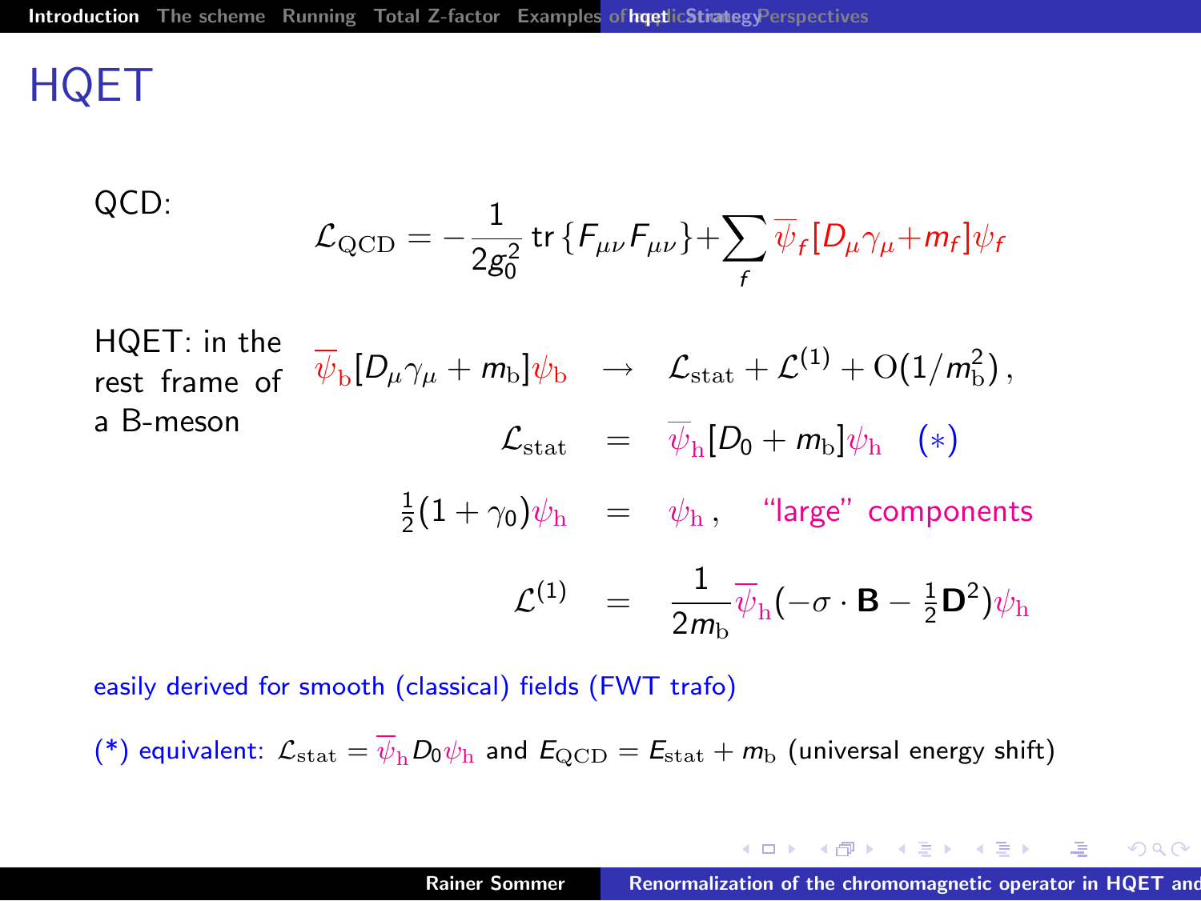# HQET

QCD:

$$\mathcal{L}_{\rm QCD} = -\frac{1}{2g_0^2}\,\mathrm{tr}\,\{F_{\mu\nu}F_{\mu\nu}\} + \sum_f \overline{\psi}_f[D_\mu\gamma_\mu + m_f]\psi_f$$

HQET: in the rest frame of a B-meson

$$\begin{aligned}
\overline{\psi}_{\rm b}[D_\mu\gamma_\mu + m_{\rm b}]\psi_{\rm b} \quad &\rightarrow \quad \mathcal{L}_{\rm stat} + \mathcal{L}^{(1)} + \mathrm{O}(1/m_{\rm b}^2)\,,\\
\mathcal{L}_{\rm stat} \quad &= \quad \overline{\psi}_{\rm h}[D_0 + m_{\rm b}]\psi_{\rm h} \quad (*)\\
\tfrac{1}{2}(1+\gamma_0)\psi_{\rm h} \quad &= \quad \psi_{\rm h}\,, \quad \text{“large” components}\\
\mathcal{L}^{(1)} \quad &= \quad \frac{1}{2m_{\rm b}}\overline{\psi}_{\rm h}(-\sigma\cdot\mathbf{B} - \tfrac{1}{2}\mathbf{D}^2)\psi_{\rm h}
\end{aligned}$$

easily derived for smooth (classical) fields (FWT trafo)

(*) equivalent: $\mathcal{L}_{\rm stat} = \overline{\psi}_{\rm h} D_0 \psi_{\rm h}$ and $E_{\rm QCD} = E_{\rm stat} + m_{\rm b}$ (universal energy shift)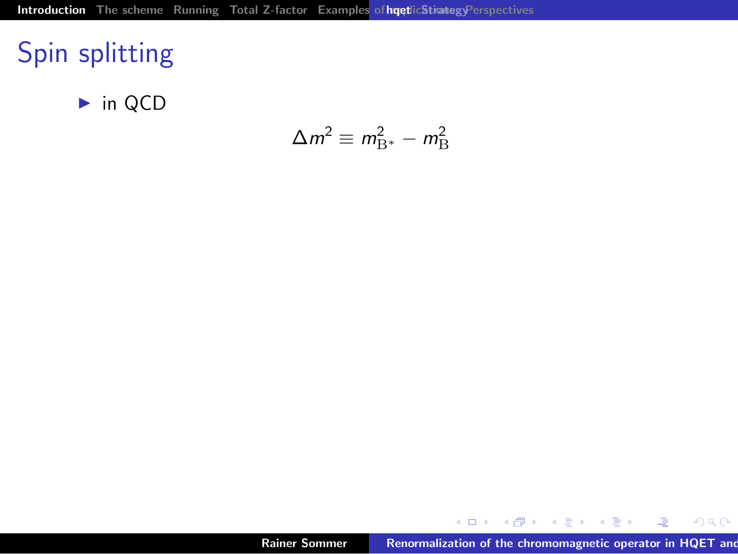# Spin splitting

- in QCD

$$\Delta m^2 \equiv m_{\mathrm{B}^*}^2 - m_{\mathrm{B}}^2$$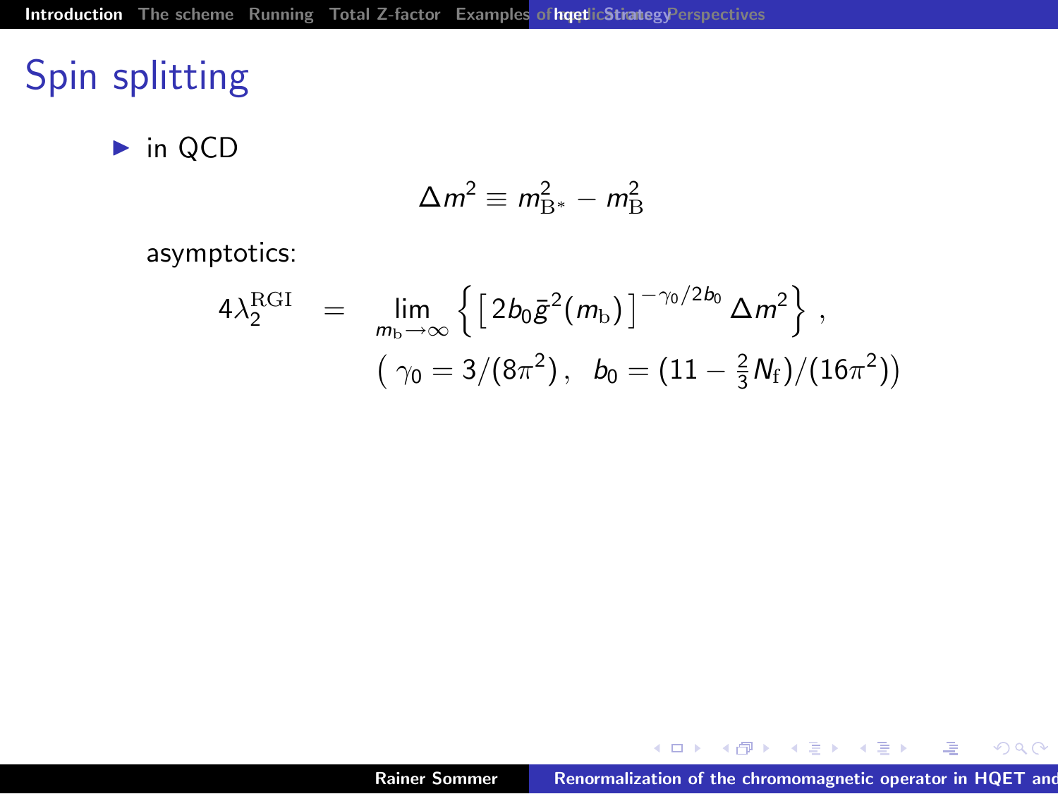# Spin splitting

- in QCD

$$\Delta m^2 \equiv m_{\mathrm{B}^*}^2 - m_{\mathrm{B}}^2$$

asymptotics:

$$4\lambda_2^{\mathrm{RGI}} = \lim_{m_{\mathrm{b}}\to\infty} \left\{ \left[ 2b_0 \bar{g}^2(m_{\mathrm{b}}) \right]^{-\gamma_0/2b_0} \Delta m^2 \right\} ,$$

$$\left( \gamma_0 = 3/(8\pi^2) , \quad b_0 = (11 - \tfrac{2}{3} N_{\mathrm{f}})/(16\pi^2) \right)$$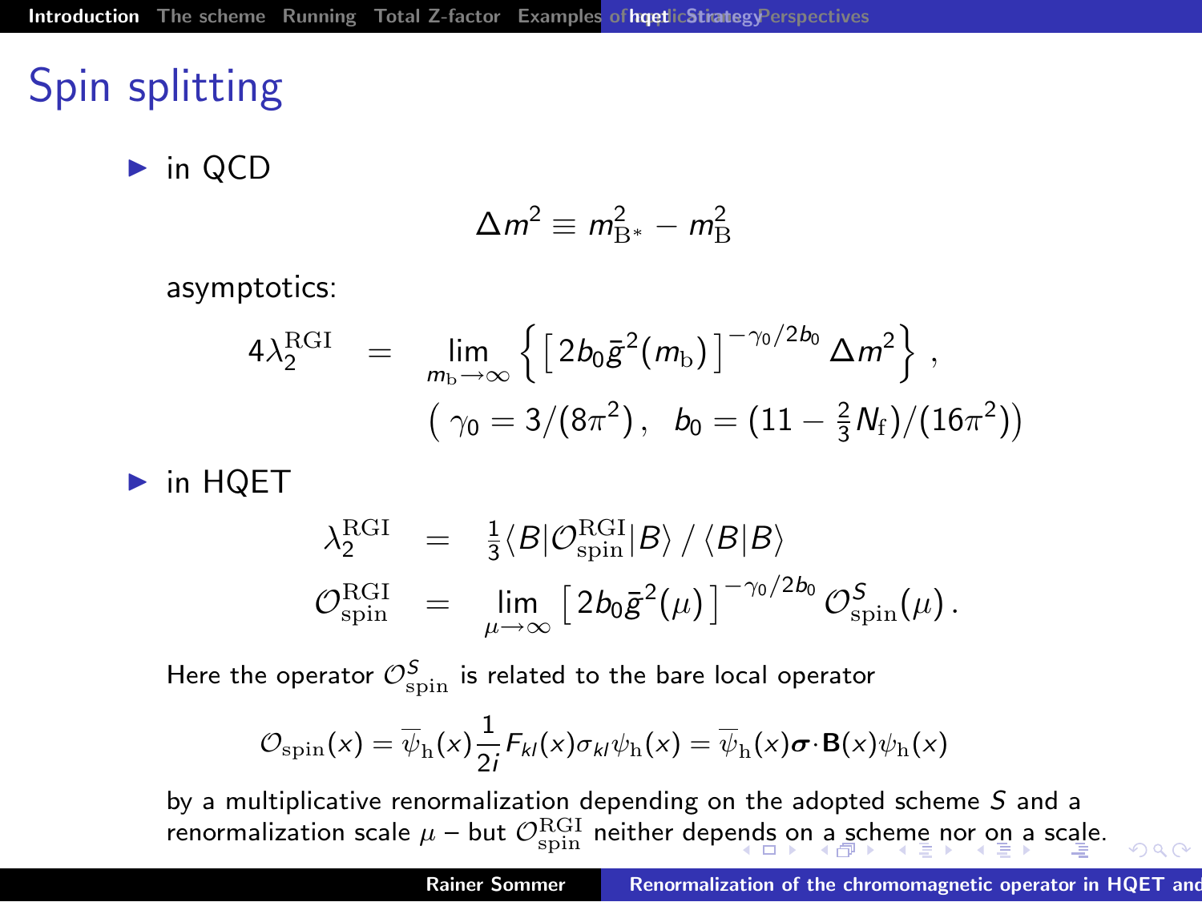# Spin splitting

- in QCD

$$\Delta m^2 \equiv m_{\mathrm{B}^*}^2 - m_{\mathrm{B}}^2$$

asymptotics:

$$4\lambda_2^{\mathrm{RGI}} = \lim_{m_{\mathrm{b}}\to\infty} \left\{ \left[ 2b_0\bar{g}^2(m_{\mathrm{b}}) \right]^{-\gamma_0/2b_0} \Delta m^2 \right\} ,$$
$$\left( \gamma_0 = 3/(8\pi^2) , \quad b_0 = (11 - \tfrac{2}{3}N_{\mathrm{f}})/(16\pi^2) \right)$$

- in HQET

$$\lambda_2^{\mathrm{RGI}} = \tfrac{1}{3}\langle B|\mathcal{O}_{\mathrm{spin}}^{\mathrm{RGI}}|B\rangle \,/\, \langle B|B\rangle$$
$$\mathcal{O}_{\mathrm{spin}}^{\mathrm{RGI}} = \lim_{\mu\to\infty} \left[ 2b_0\bar{g}^2(\mu) \right]^{-\gamma_0/2b_0} \mathcal{O}_{\mathrm{spin}}^{S}(\mu) .$$

Here the operator $\mathcal{O}_{\mathrm{spin}}^{S}$ is related to the bare local operator

$$\mathcal{O}_{\mathrm{spin}}(x) = \overline{\psi}_{\mathrm{h}}(x)\frac{1}{2i}F_{kl}(x)\sigma_{kl}\psi_{\mathrm{h}}(x) = \overline{\psi}_{\mathrm{h}}(x)\boldsymbol{\sigma}\cdot\mathbf{B}(x)\psi_{\mathrm{h}}(x)$$

by a multiplicative renormalization depending on the adopted scheme $S$ and a renormalization scale $\mu$ – but $\mathcal{O}_{\mathrm{spin}}^{\mathrm{RGI}}$ neither depends on a scheme nor on a scale.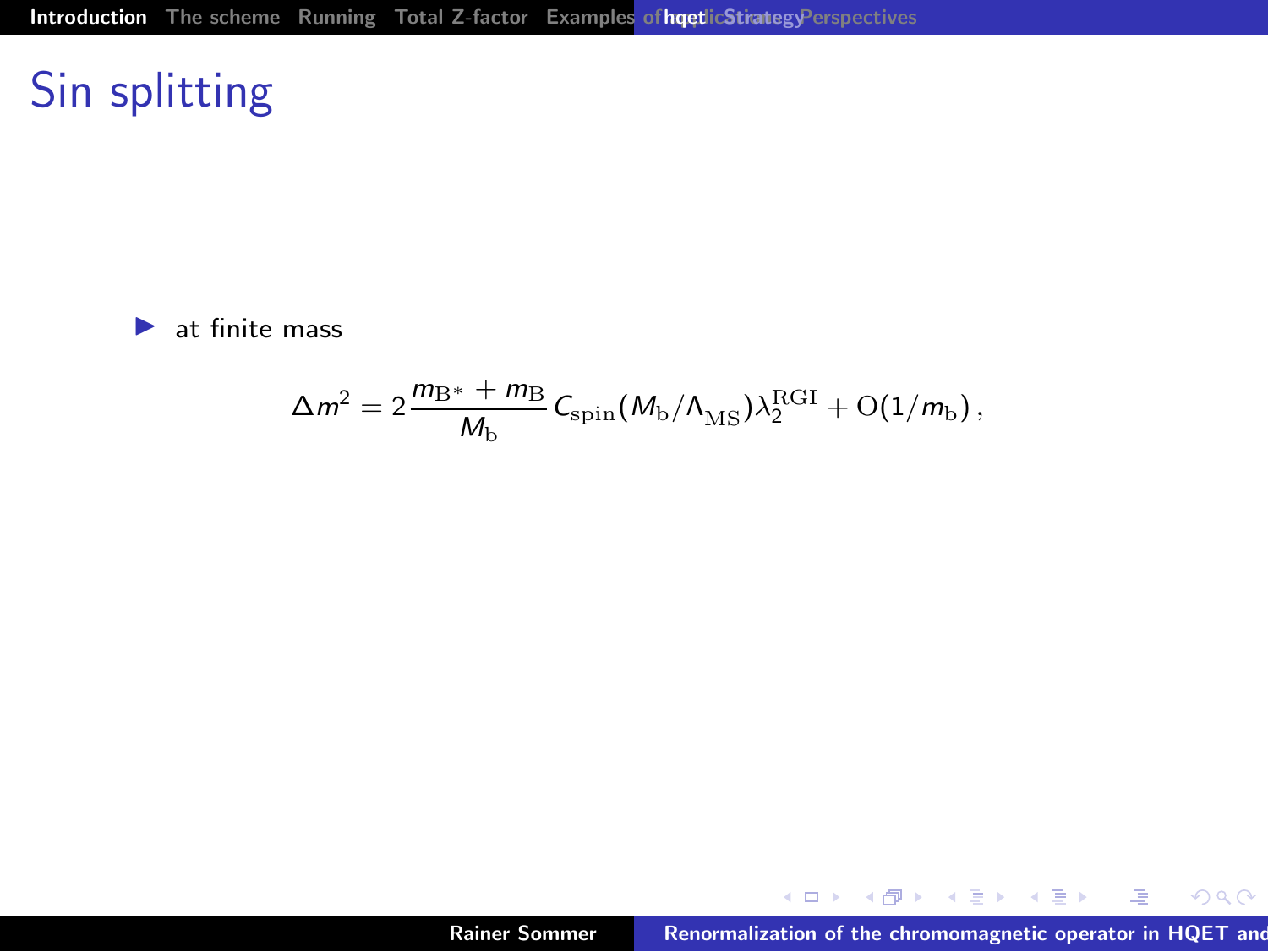# Sin splitting

- at finite mass

$$\Delta m^2 = 2\,\frac{m_{\mathrm{B}^*} + m_{\mathrm{B}}}{M_{\mathrm{b}}}\, C_{\mathrm{spin}}(M_{\mathrm{b}}/\Lambda_{\overline{\mathrm{MS}}})\lambda_2^{\mathrm{RGI}} + \mathrm{O}(1/m_{\mathrm{b}})\,,$$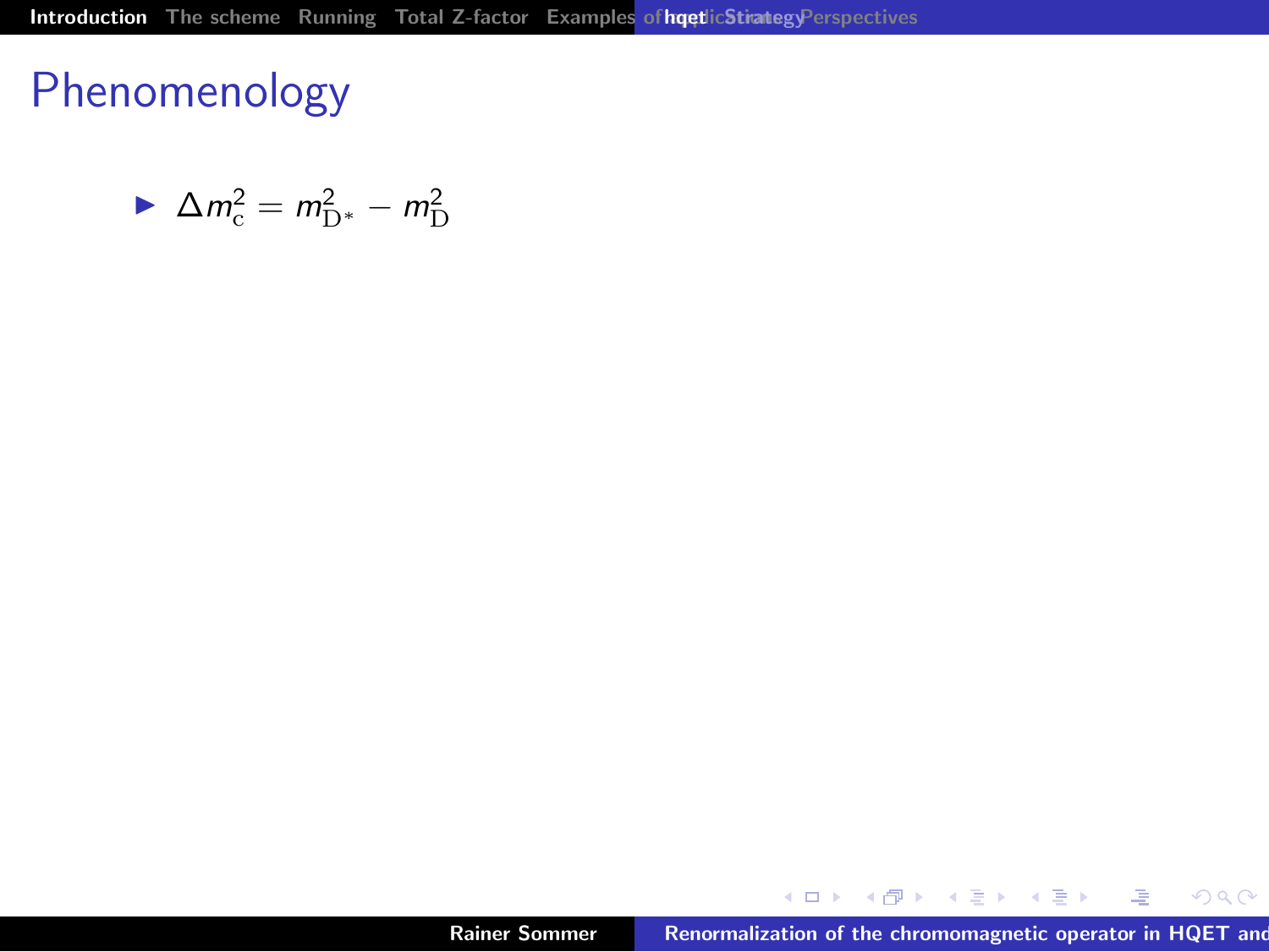# Phenomenology

- $\Delta m_{\mathrm{c}}^2 = m_{\mathrm{D}^*}^2 - m_{\mathrm{D}}^2$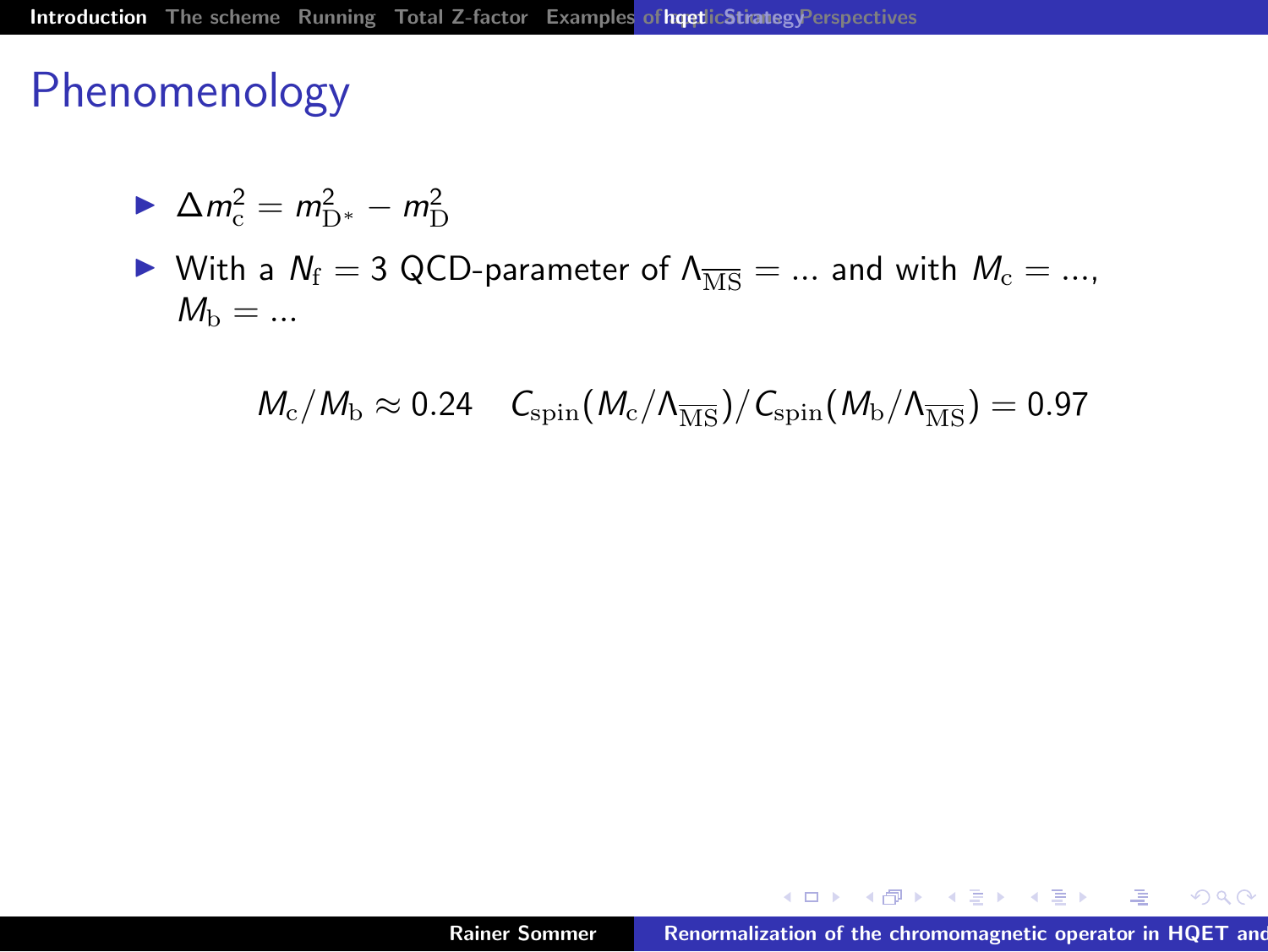# Phenomenology

- $\Delta m_{\mathrm{c}}^2 = m_{\mathrm{D}^*}^2 - m_{\mathrm{D}}^2$
- With a $N_{\mathrm{f}} = 3$ QCD-parameter of $\Lambda_{\overline{\mathrm{MS}}} = \ldots$ and with $M_{\mathrm{c}} = \ldots$, $M_{\mathrm{b}} = \ldots$

$$M_{\mathrm{c}}/M_{\mathrm{b}} \approx 0.24 \quad C_{\mathrm{spin}}(M_{\mathrm{c}}/\Lambda_{\overline{\mathrm{MS}}})/C_{\mathrm{spin}}(M_{\mathrm{b}}/\Lambda_{\overline{\mathrm{MS}}}) = 0.97$$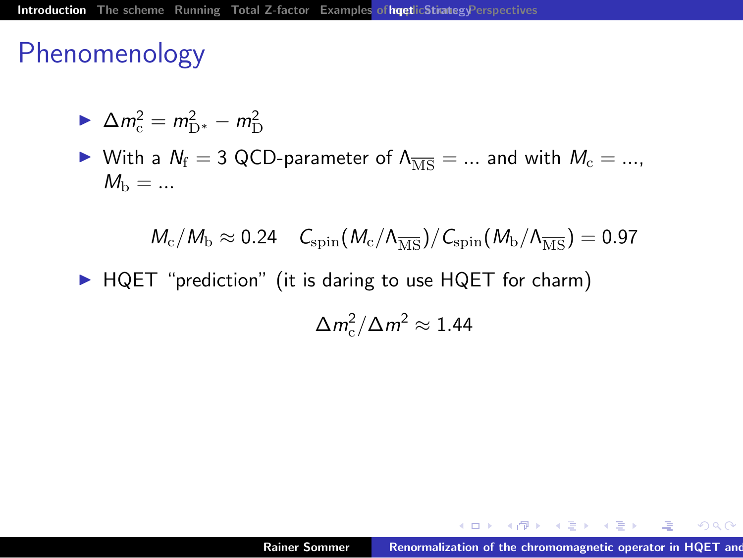# Phenomenology

- $\Delta m_{\rm c}^2 = m_{\rm D^*}^2 - m_{\rm D}^2$
- With a $N_{\rm f} = 3$ QCD-parameter of $\Lambda_{\overline{\rm MS}} = ...$ and with $M_{\rm c} = ...$, $M_{\rm b} = ...$

$$M_{\rm c}/M_{\rm b} \approx 0.24 \quad C_{\rm spin}(M_{\rm c}/\Lambda_{\overline{\rm MS}})/C_{\rm spin}(M_{\rm b}/\Lambda_{\overline{\rm MS}}) = 0.97$$

- HQET "prediction" (it is daring to use HQET for charm)

$$\Delta m_{\rm c}^2/\Delta m^2 \approx 1.44$$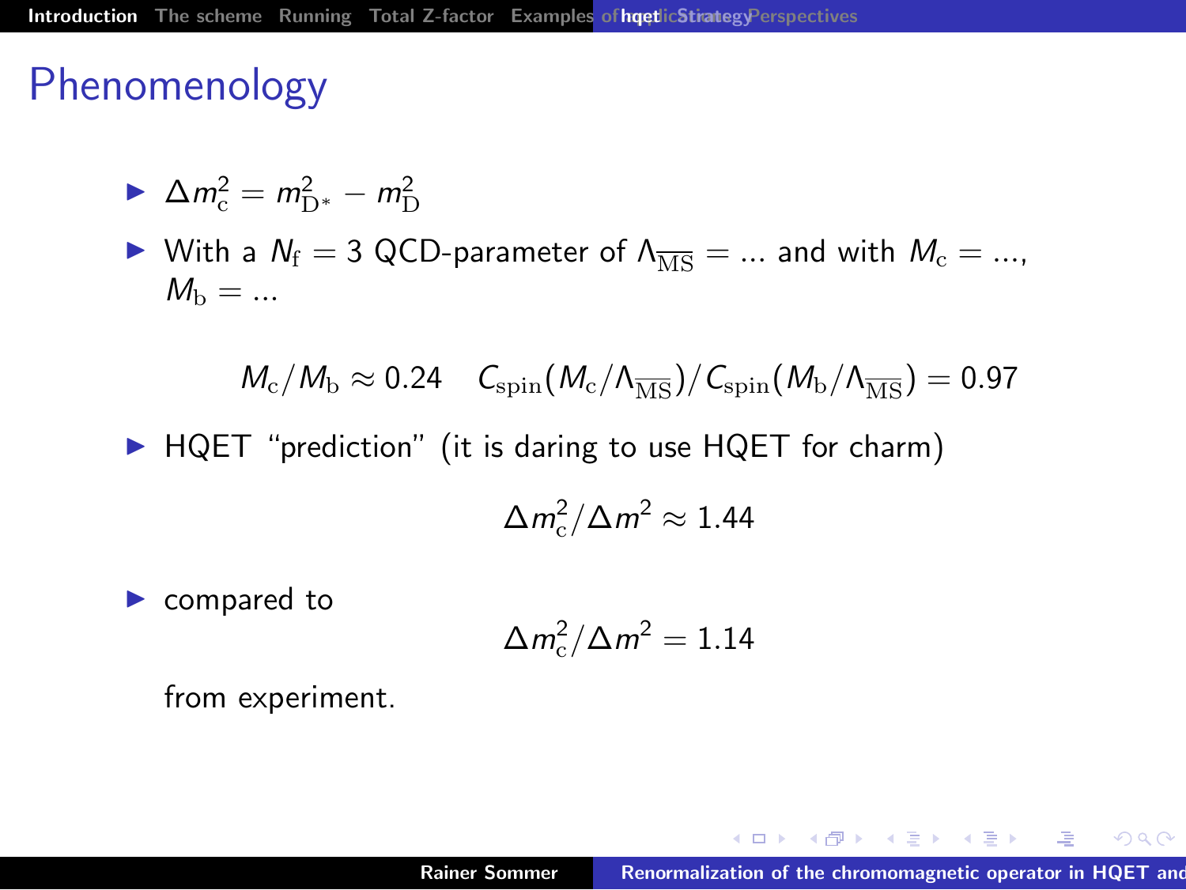# Phenomenology

- $\Delta m_{\rm c}^2 = m_{\rm D^*}^2 - m_{\rm D}^2$
- With a $N_{\rm f} = 3$ QCD-parameter of $\Lambda_{\overline{\rm MS}} = \ldots$ and with $M_{\rm c} = \ldots$, $M_{\rm b} = \ldots$

$$M_{\rm c}/M_{\rm b} \approx 0.24 \quad C_{\rm spin}(M_{\rm c}/\Lambda_{\overline{\rm MS}})/C_{\rm spin}(M_{\rm b}/\Lambda_{\overline{\rm MS}}) = 0.97$$

- HQET "prediction" (it is daring to use HQET for charm)

$$\Delta m_{\rm c}^2/\Delta m^2 \approx 1.44$$

- compared to

$$\Delta m_{\rm c}^2/\Delta m^2 = 1.14$$

  from experiment.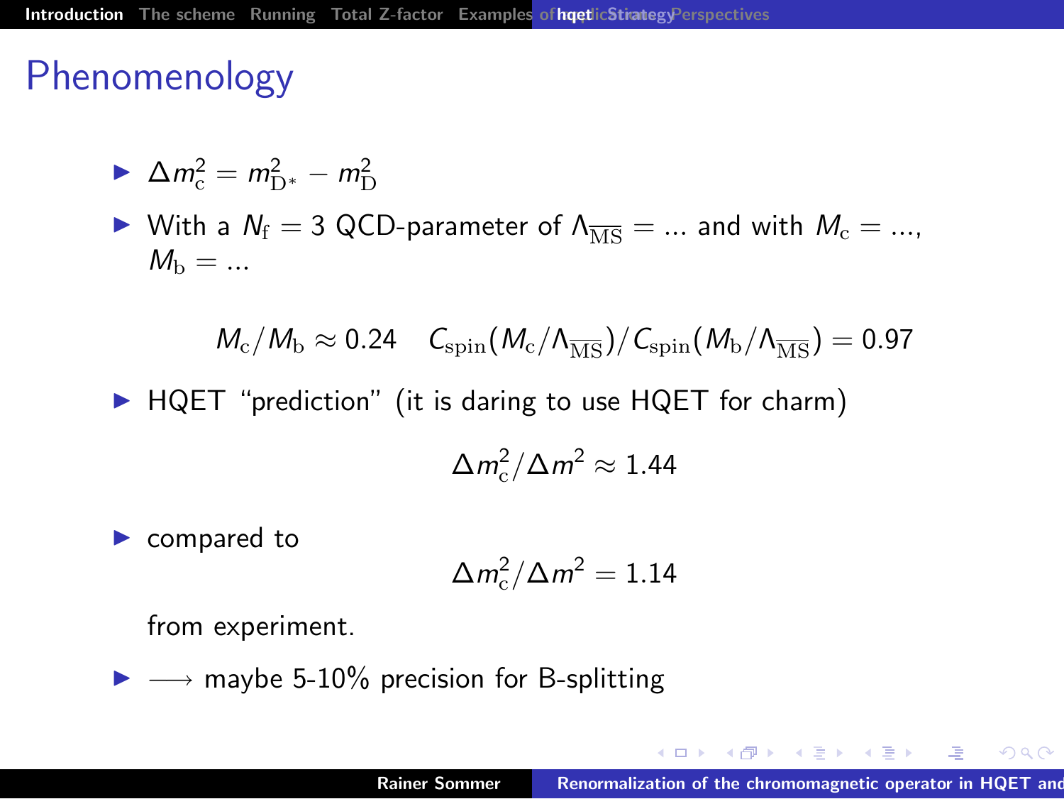# Phenomenology

- $\Delta m_{\mathrm{c}}^2 = m_{\mathrm{D}^*}^2 - m_{\mathrm{D}}^2$
- With a $N_{\mathrm{f}} = 3$ QCD-parameter of $\Lambda_{\overline{\mathrm{MS}}} = ...$ and with $M_{\mathrm{c}} = ...$, $M_{\mathrm{b}} = ...$

$$M_{\mathrm{c}}/M_{\mathrm{b}} \approx 0.24 \quad C_{\mathrm{spin}}(M_{\mathrm{c}}/\Lambda_{\overline{\mathrm{MS}}})/C_{\mathrm{spin}}(M_{\mathrm{b}}/\Lambda_{\overline{\mathrm{MS}}}) = 0.97$$

- HQET "prediction" (it is daring to use HQET for charm)

$$\Delta m_{\mathrm{c}}^2/\Delta m^2 \approx 1.44$$

- compared to

$$\Delta m_{\mathrm{c}}^2/\Delta m^2 = 1.14$$

  from experiment.
- $\longrightarrow$ maybe 5-10% precision for B-splitting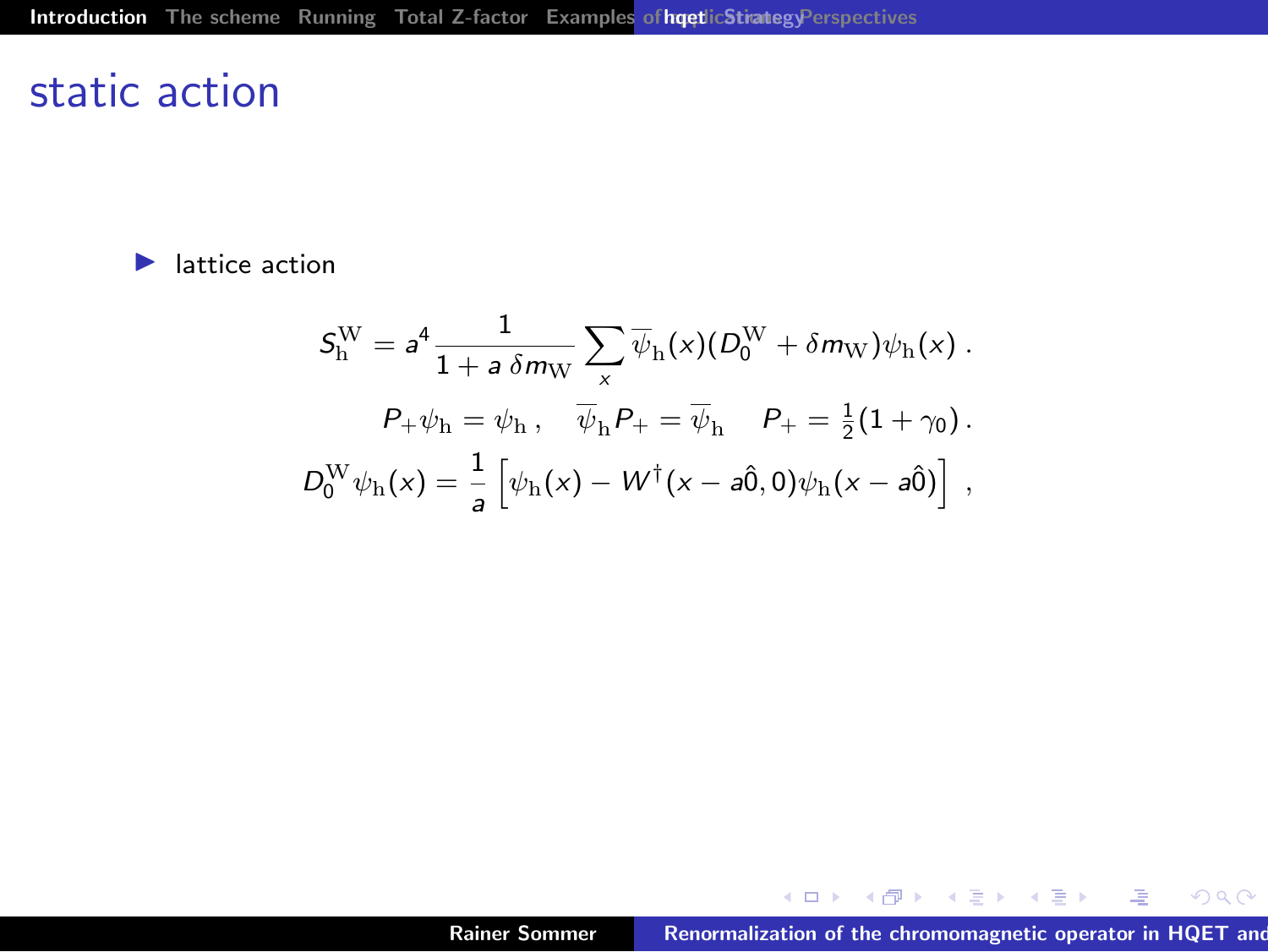# static action

- lattice action

$$S_{\rm h}^{\rm W} = a^4 \frac{1}{1 + a\,\delta m_{\rm W}} \sum_x \overline{\psi}_{\rm h}(x)(D_0^{\rm W} + \delta m_{\rm W})\psi_{\rm h}(x)\,.$$

$$P_+\psi_{\rm h} = \psi_{\rm h}\,, \quad \overline{\psi}_{\rm h} P_+ = \overline{\psi}_{\rm h} \quad P_+ = \tfrac{1}{2}(1+\gamma_0)\,.$$

$$D_0^{\rm W}\psi_{\rm h}(x) = \frac{1}{a}\left[\psi_{\rm h}(x) - W^\dagger(x - a\hat{0}, 0)\psi_{\rm h}(x - a\hat{0})\right]\,,$$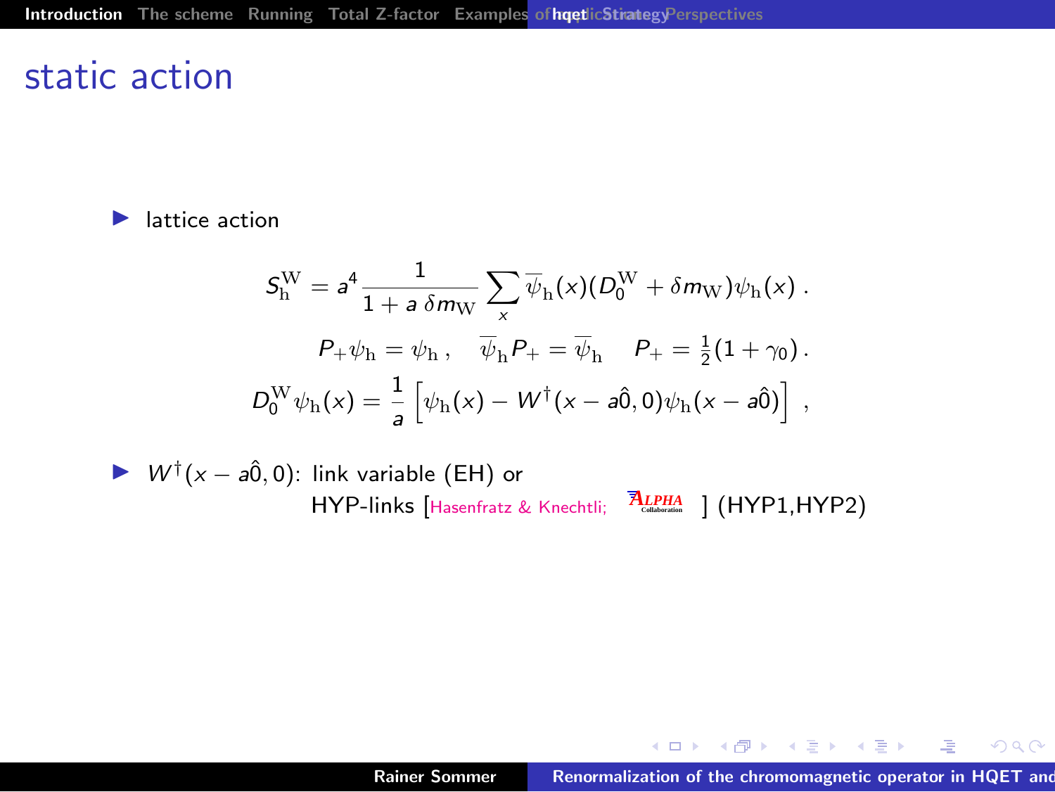# static action

- lattice action

$$S_{\rm h}^{\rm W} = a^4 \frac{1}{1 + a\,\delta m_{\rm W}} \sum_x \overline{\psi}_{\rm h}(x)(D_0^{\rm W} + \delta m_{\rm W})\psi_{\rm h}(x)\,.$$

$$P_+\psi_{\rm h} = \psi_{\rm h}\,, \quad \overline{\psi}_{\rm h} P_+ = \overline{\psi}_{\rm h} \quad P_+ = \tfrac{1}{2}(1+\gamma_0)\,.$$

$$D_0^{\rm W}\psi_{\rm h}(x) = \frac{1}{a}\left[\psi_{\rm h}(x) - W^\dagger(x - a\hat{0}, 0)\psi_{\rm h}(x - a\hat{0})\right]\,,$$

- $W^\dagger(x - a\hat{0}, 0)$: link variable (EH) or HYP-links [Hasenfratz & Knechtli; ALPHA Collaboration ] (HYP1,HYP2)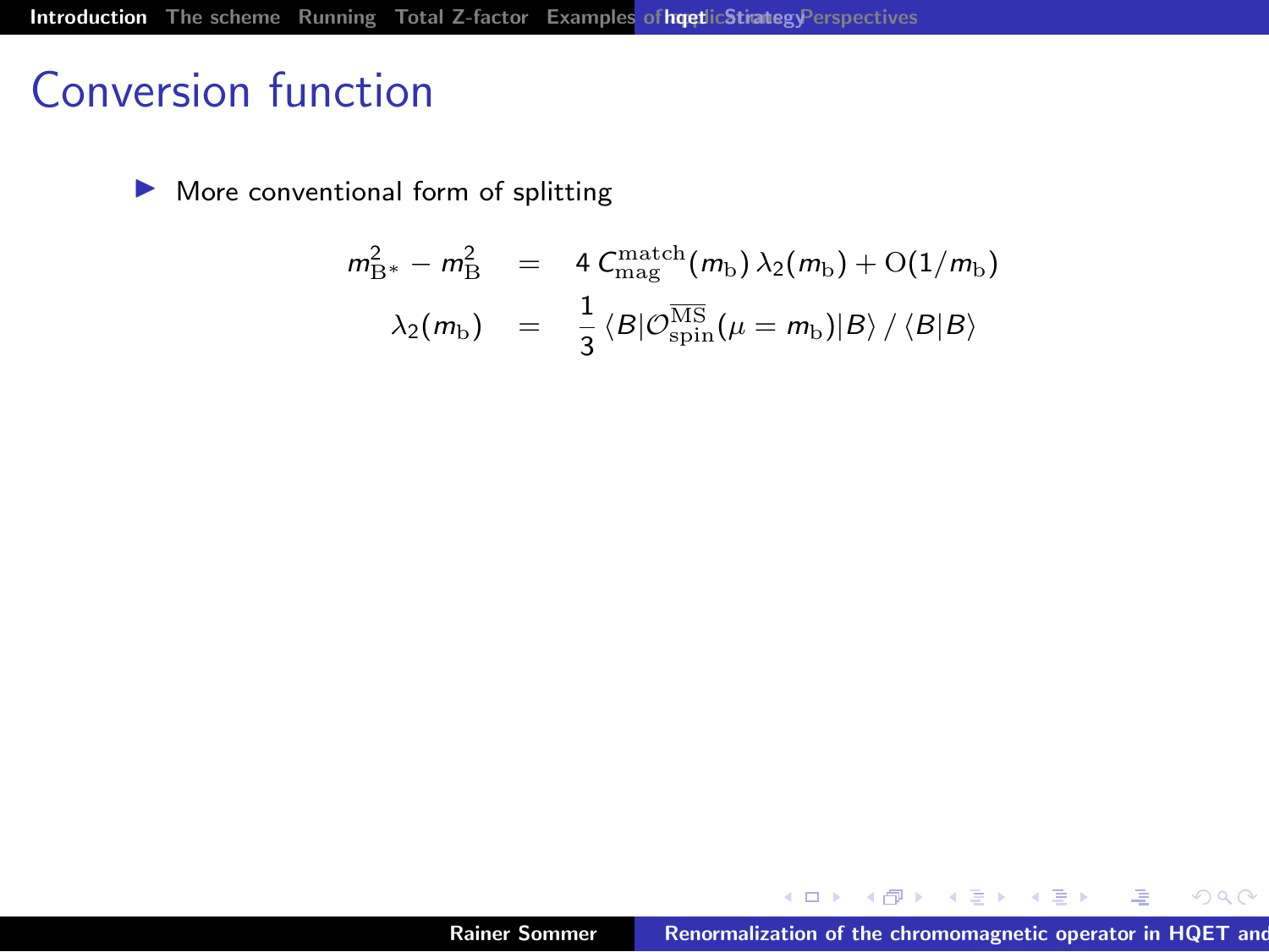# Conversion function

- More conventional form of splitting

$$
\begin{aligned}
m_{\mathrm{B}^*}^2 - m_{\mathrm{B}}^2 &= 4\, C_{\mathrm{mag}}^{\mathrm{match}}(m_{\mathrm{b}})\, \lambda_2(m_{\mathrm{b}}) + \mathrm{O}(1/m_{\mathrm{b}}) \\
\lambda_2(m_{\mathrm{b}}) &= \frac{1}{3}\, \langle B|\mathcal{O}_{\mathrm{spin}}^{\overline{\mathrm{MS}}}(\mu = m_{\mathrm{b}})|B\rangle \,/\, \langle B|B\rangle
\end{aligned}
$$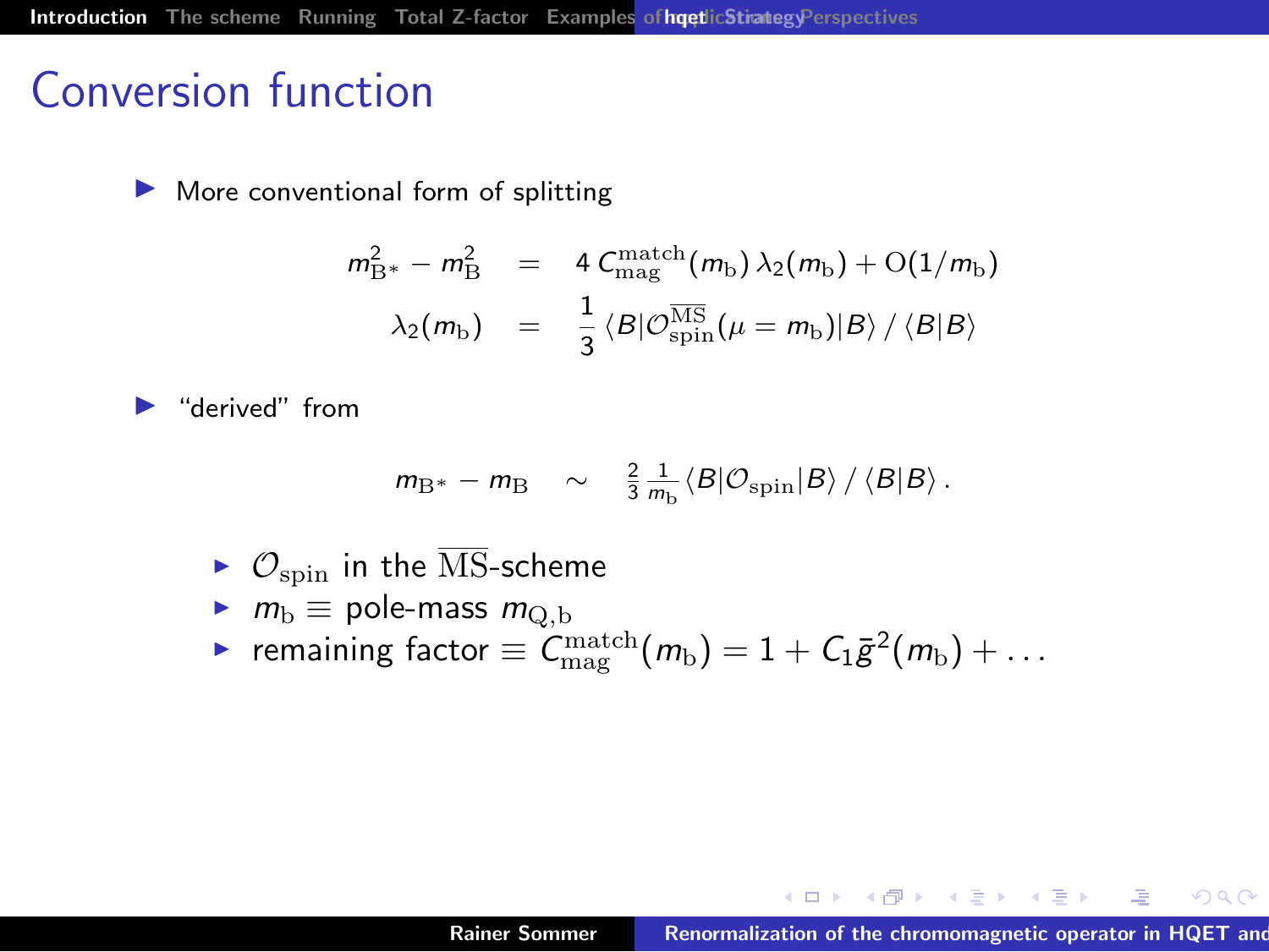## Conversion function

- More conventional form of splitting

$$
\begin{aligned}
m_{\mathrm{B}^*}^2 - m_{\mathrm{B}}^2 &= 4\, C_{\mathrm{mag}}^{\mathrm{match}}(m_{\mathrm{b}})\, \lambda_2(m_{\mathrm{b}}) + \mathrm{O}(1/m_{\mathrm{b}}) \\
\lambda_2(m_{\mathrm{b}}) &= \frac{1}{3}\, \langle B | \mathcal{O}_{\mathrm{spin}}^{\overline{\mathrm{MS}}}(\mu = m_{\mathrm{b}}) | B \rangle \,/\, \langle B | B \rangle
\end{aligned}
$$

- "derived" from

$$
m_{\mathrm{B}^*} - m_{\mathrm{B}} \quad \sim \quad \tfrac{2}{3}\tfrac{1}{m_{\mathrm{b}}} \langle B | \mathcal{O}_{\mathrm{spin}} | B \rangle \,/\, \langle B | B \rangle\,.
$$

  - $\mathcal{O}_{\mathrm{spin}}$ in the $\overline{\mathrm{MS}}$-scheme
  - $m_{\mathrm{b}} \equiv$ pole-mass $m_{\mathrm{Q,b}}$
  - remaining factor $\equiv C_{\mathrm{mag}}^{\mathrm{match}}(m_{\mathrm{b}}) = 1 + C_1 \bar{g}^2(m_{\mathrm{b}}) + \ldots$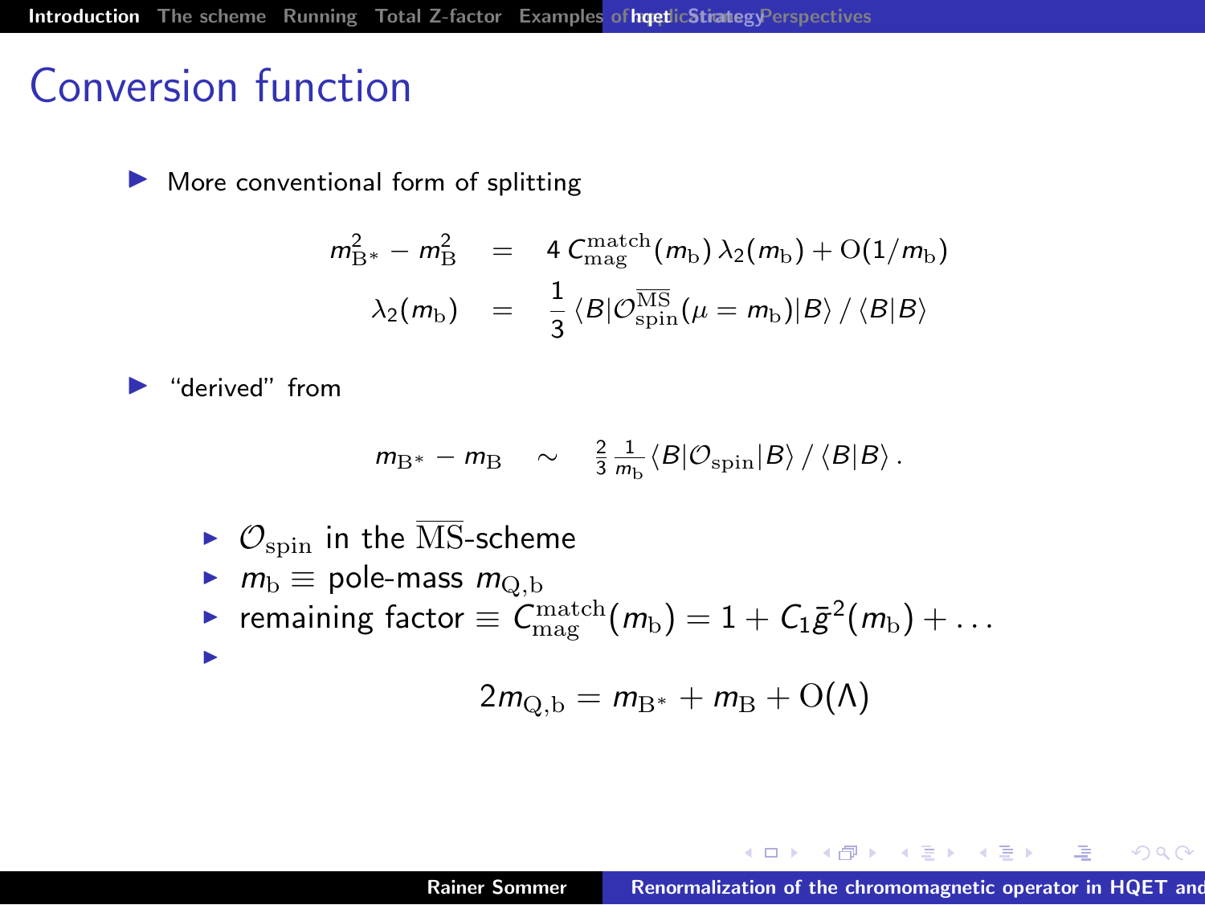# Conversion function

- More conventional form of splitting

$$
\begin{aligned}
m_{\mathrm{B}^*}^2 - m_{\mathrm{B}}^2 &= 4\, C_{\mathrm{mag}}^{\mathrm{match}}(m_{\mathrm{b}})\, \lambda_2(m_{\mathrm{b}}) + \mathrm{O}(1/m_{\mathrm{b}}) \\
\lambda_2(m_{\mathrm{b}}) &= \frac{1}{3}\, \langle B|\mathcal{O}_{\mathrm{spin}}^{\overline{\mathrm{MS}}}(\mu = m_{\mathrm{b}})|B\rangle \,/\, \langle B|B\rangle
\end{aligned}
$$

- "derived" from

$$
m_{\mathrm{B}^*} - m_{\mathrm{B}} \sim \tfrac{2}{3}\tfrac{1}{m_{\mathrm{b}}} \langle B|\mathcal{O}_{\mathrm{spin}}|B\rangle \,/\, \langle B|B\rangle \,.
$$

  - $\mathcal{O}_{\mathrm{spin}}$ in the $\overline{\mathrm{MS}}$-scheme
  - $m_{\mathrm{b}} \equiv$ pole-mass $m_{\mathrm{Q,b}}$
  - remaining factor $\equiv C_{\mathrm{mag}}^{\mathrm{match}}(m_{\mathrm{b}}) = 1 + C_1 \bar{g}^2(m_{\mathrm{b}}) + \ldots$
  - $$2m_{\mathrm{Q,b}} = m_{\mathrm{B}^*} + m_{\mathrm{B}} + \mathrm{O}(\Lambda)$$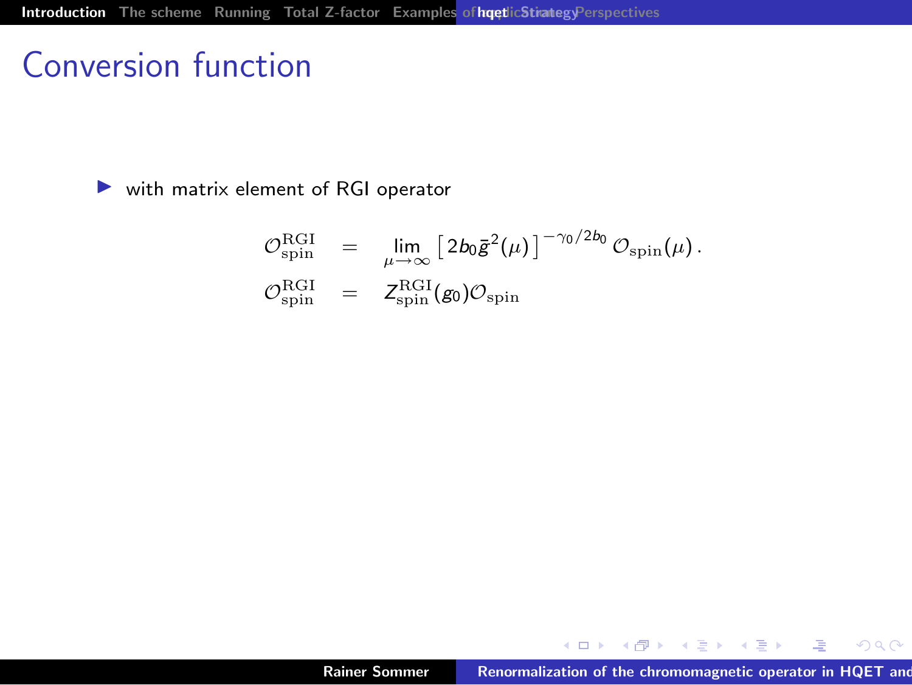# Conversion function

- with matrix element of RGI operator

$$
\begin{aligned}
\mathcal{O}_{\rm spin}^{\rm RGI} &= \lim_{\mu\to\infty} \left[ 2b_0 \bar{g}^2(\mu) \right]^{-\gamma_0/2b_0} \mathcal{O}_{\rm spin}(\mu)\,. \\
\mathcal{O}_{\rm spin}^{\rm RGI} &= Z_{\rm spin}^{\rm RGI}(g_0) \mathcal{O}_{\rm spin}
\end{aligned}
$$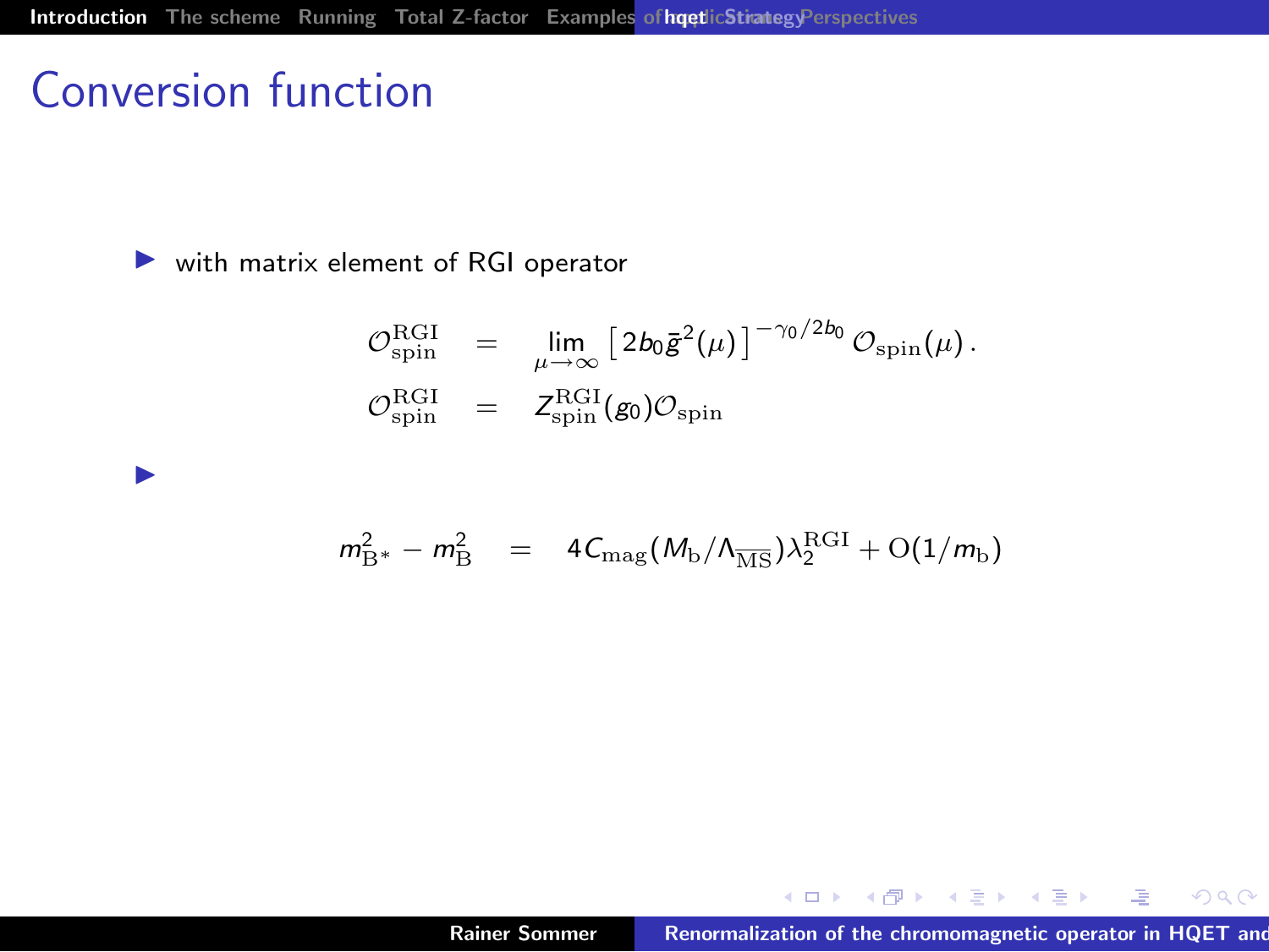# Conversion function

- with matrix element of RGI operator

$$
\begin{aligned}
\mathcal{O}_{\rm spin}^{\rm RGI} &= \lim_{\mu\to\infty} \left[ 2b_0 \bar{g}^2(\mu) \right]^{-\gamma_0/2b_0} \mathcal{O}_{\rm spin}(\mu)\,. \\
\mathcal{O}_{\rm spin}^{\rm RGI} &= Z_{\rm spin}^{\rm RGI}(g_0) \mathcal{O}_{\rm spin}
\end{aligned}
$$

- 

$$
m_{\rm B^*}^2 - m_{\rm B}^2 = 4C_{\rm mag}(M_{\rm b}/\Lambda_{\overline{\rm MS}})\lambda_2^{\rm RGI} + {\rm O}(1/m_{\rm b})
$$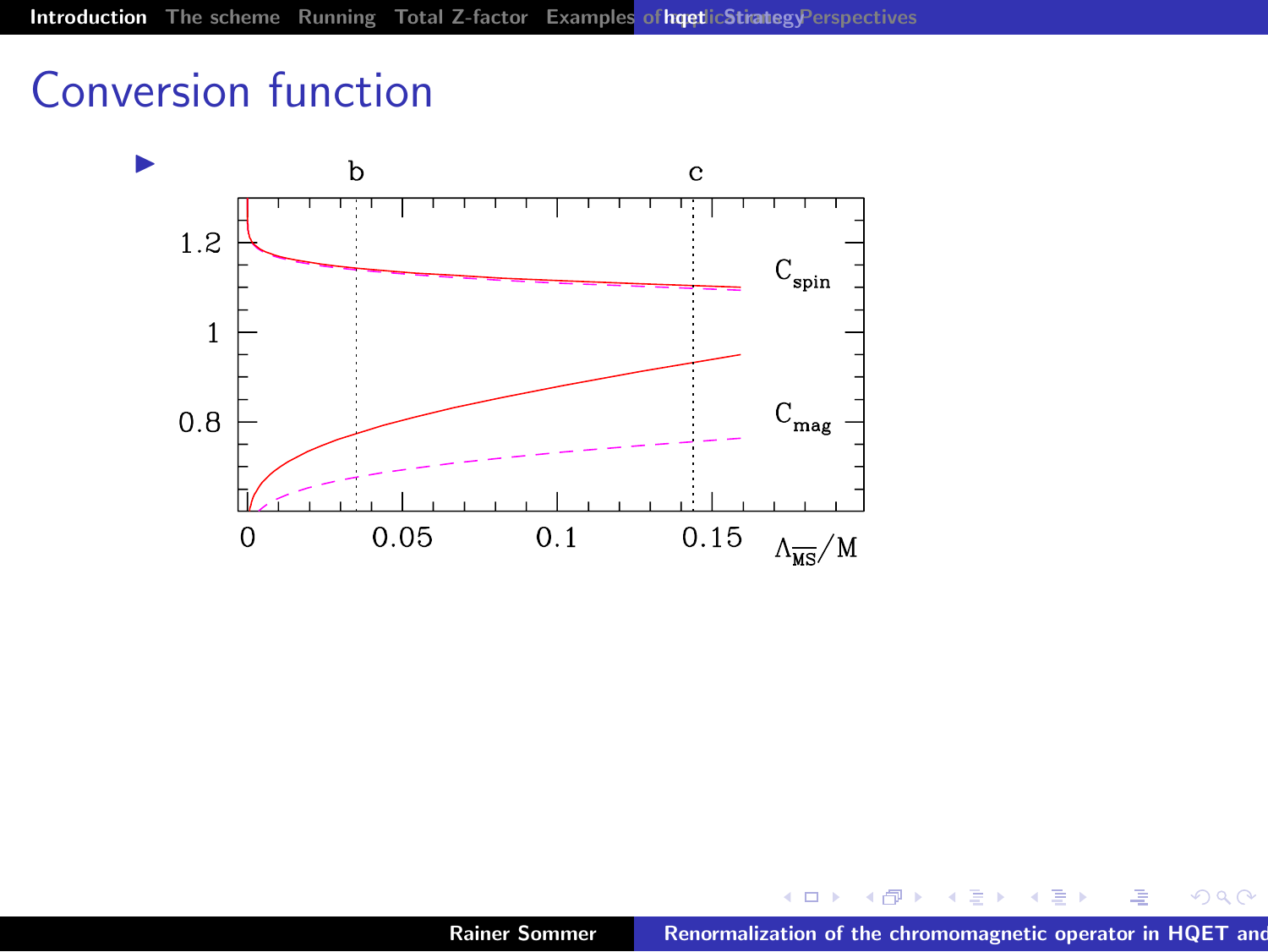# Conversion function

-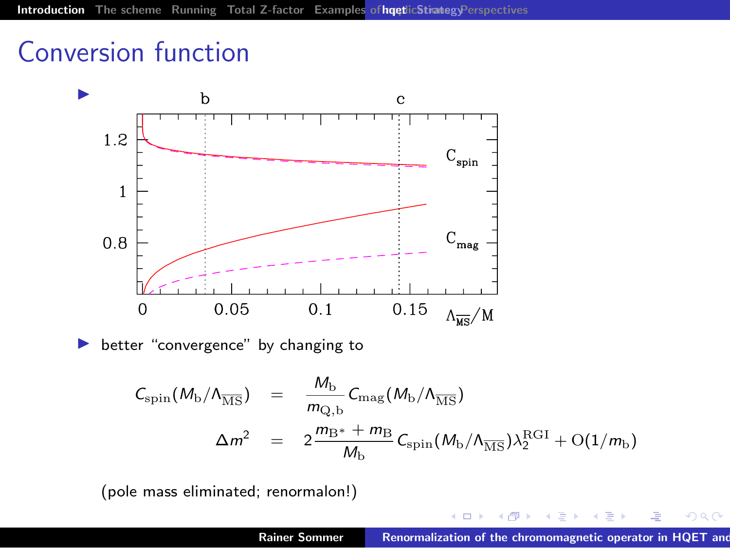# Conversion function

- b, c

  $C_{\rm spin}$, $C_{\rm mag}$

  1.2, 1, 0.8

  0, 0.05, 0.1, 0.15, $\Lambda_{\overline{\rm MS}}/{\rm M}$

- better "convergence" by changing to

$$
\begin{aligned}
C_{\rm spin}(M_{\rm b}/\Lambda_{\overline{\rm MS}}) &= \frac{M_{\rm b}}{m_{\rm Q,b}} C_{\rm mag}(M_{\rm b}/\Lambda_{\overline{\rm MS}}) \\
\Delta m^2 &= 2\,\frac{m_{\rm B^*} + m_{\rm B}}{M_{\rm b}}\, C_{\rm spin}(M_{\rm b}/\Lambda_{\overline{\rm MS}})\lambda_2^{\rm RGI} + {\rm O}(1/m_{\rm b})
\end{aligned}
$$

(pole mass eliminated; renormalon!)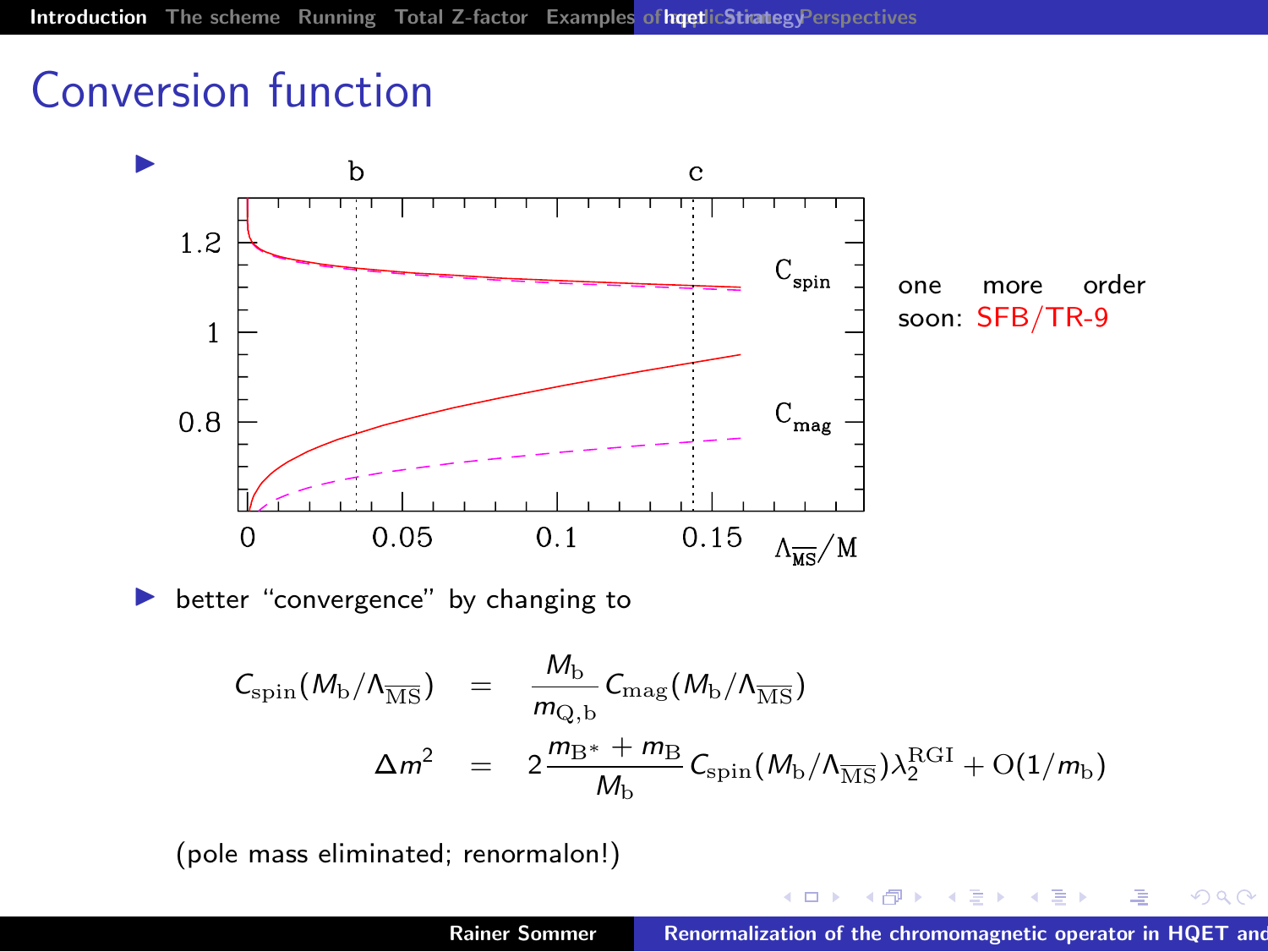# Conversion function

- one more order soon: SFB/TR-9

- better "convergence" by changing to

$$C_{\mathrm{spin}}(M_{\mathrm{b}}/\Lambda_{\overline{\mathrm{MS}}}) = \frac{M_{\mathrm{b}}}{m_{\mathrm{Q,b}}} C_{\mathrm{mag}}(M_{\mathrm{b}}/\Lambda_{\overline{\mathrm{MS}}})$$

$$\Delta m^2 = 2\,\frac{m_{\mathrm{B}^*} + m_{\mathrm{B}}}{M_{\mathrm{b}}} C_{\mathrm{spin}}(M_{\mathrm{b}}/\Lambda_{\overline{\mathrm{MS}}})\lambda_2^{\mathrm{RGI}} + \mathrm{O}(1/m_{\mathrm{b}})$$

(pole mass eliminated; renormalon!)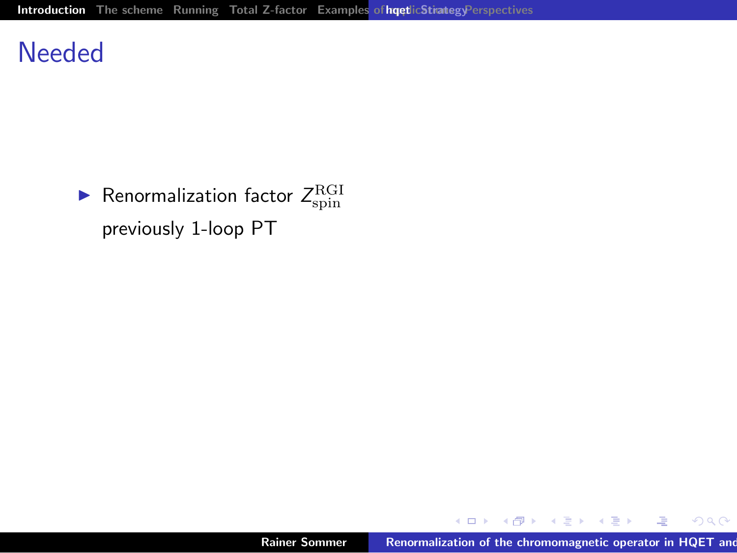# Needed

- Renormalization factor $Z_{\rm spin}^{\rm RGI}$ previously 1-loop PT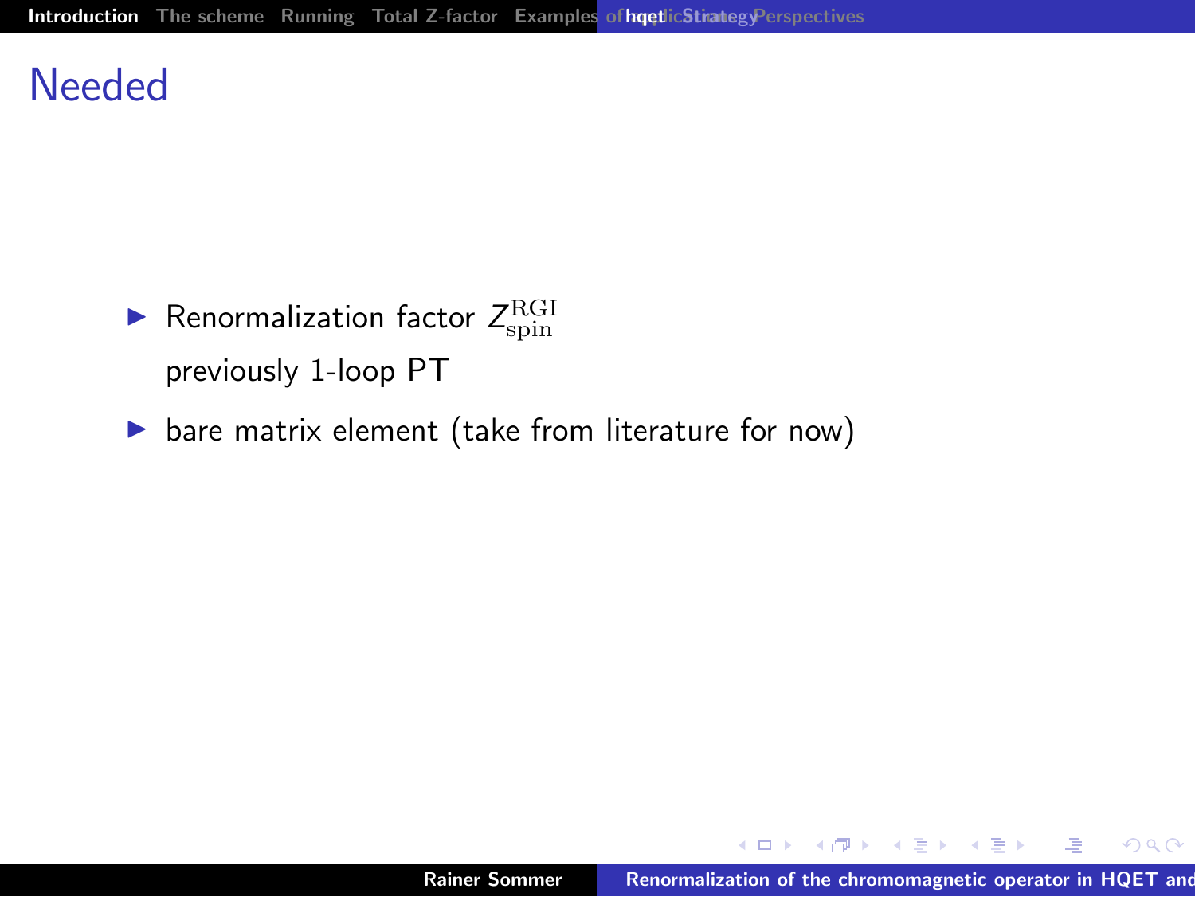# Needed

- Renormalization factor $Z_{\rm spin}^{\rm RGI}$
  previously 1-loop PT
- bare matrix element (take from literature for now)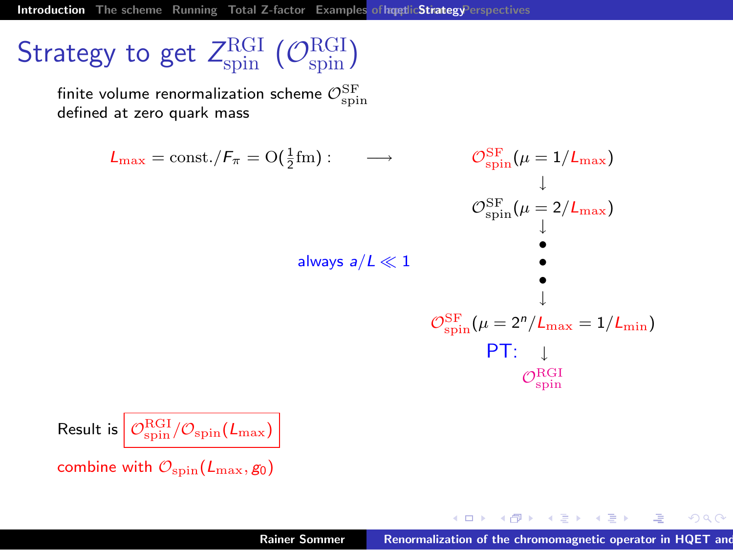# Strategy to get $Z_{\rm spin}^{\rm RGI}$ ($\mathcal{O}_{\rm spin}^{\rm RGI}$)

finite volume renormalization scheme $\mathcal{O}_{\rm spin}^{\rm SF}$
defined at zero quark mass

$L_{\rm max} = \text{const.}/F_\pi = \mathrm{O}(\frac{1}{2}\mathrm{fm})$ : $\longrightarrow$

$$\mathcal{O}_{\rm spin}^{\rm SF}(\mu = 1/L_{\rm max})$$
$$\downarrow$$
$$\mathcal{O}_{\rm spin}^{\rm SF}(\mu = 2/L_{\rm max})$$
$$\downarrow$$
$$\bullet$$
$$\bullet$$
$$\bullet$$
$$\downarrow$$
$$\mathcal{O}_{\rm spin}^{\rm SF}(\mu = 2^n/L_{\rm max} = 1/L_{\rm min})$$
$$\text{PT:} \quad \downarrow$$
$$\mathcal{O}_{\rm spin}^{\rm RGI}$$

always $a/L \ll 1$

Result is $\boxed{\mathcal{O}_{\rm spin}^{\rm RGI}/\mathcal{O}_{\rm spin}(L_{\rm max})}$

combine with $\mathcal{O}_{\rm spin}(L_{\rm max}, g_0)$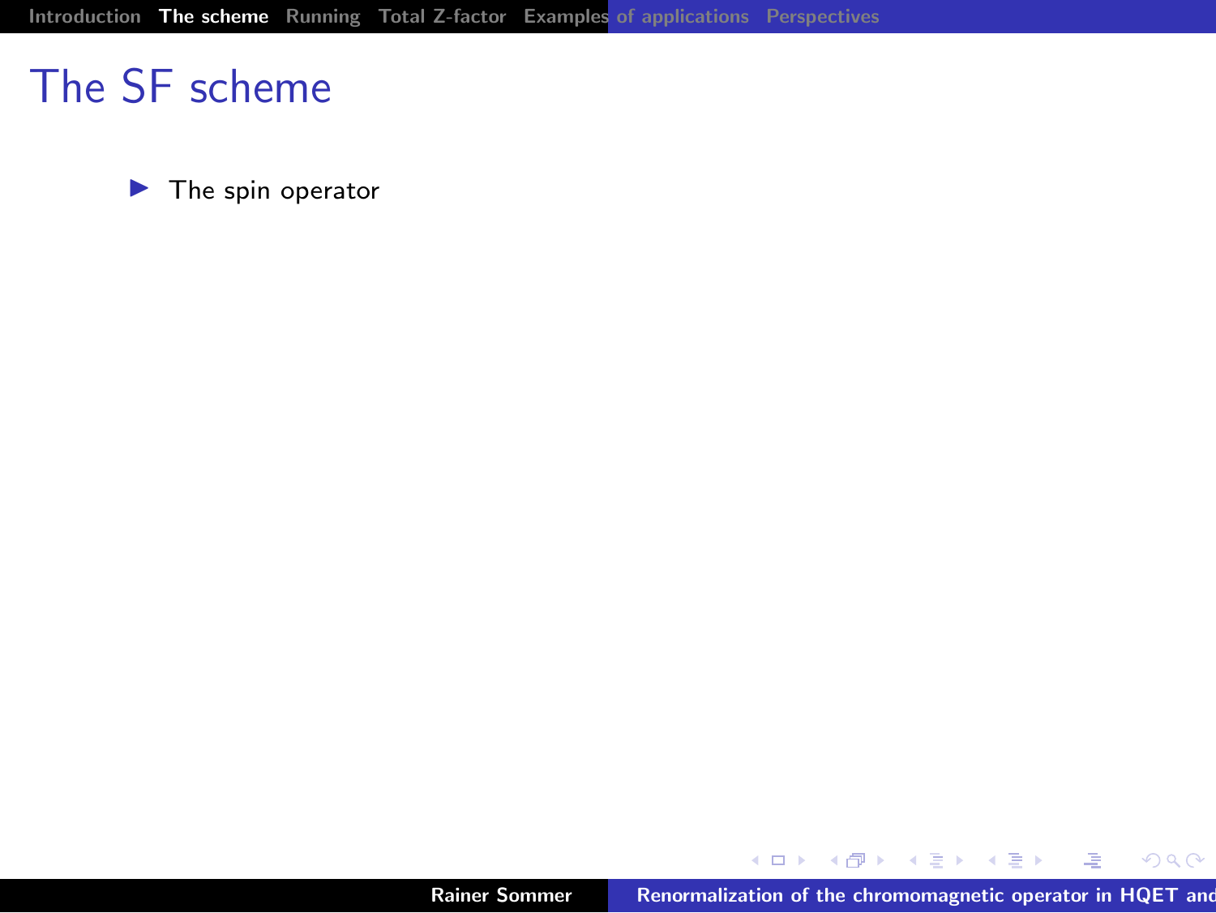# The SF scheme

- The spin operator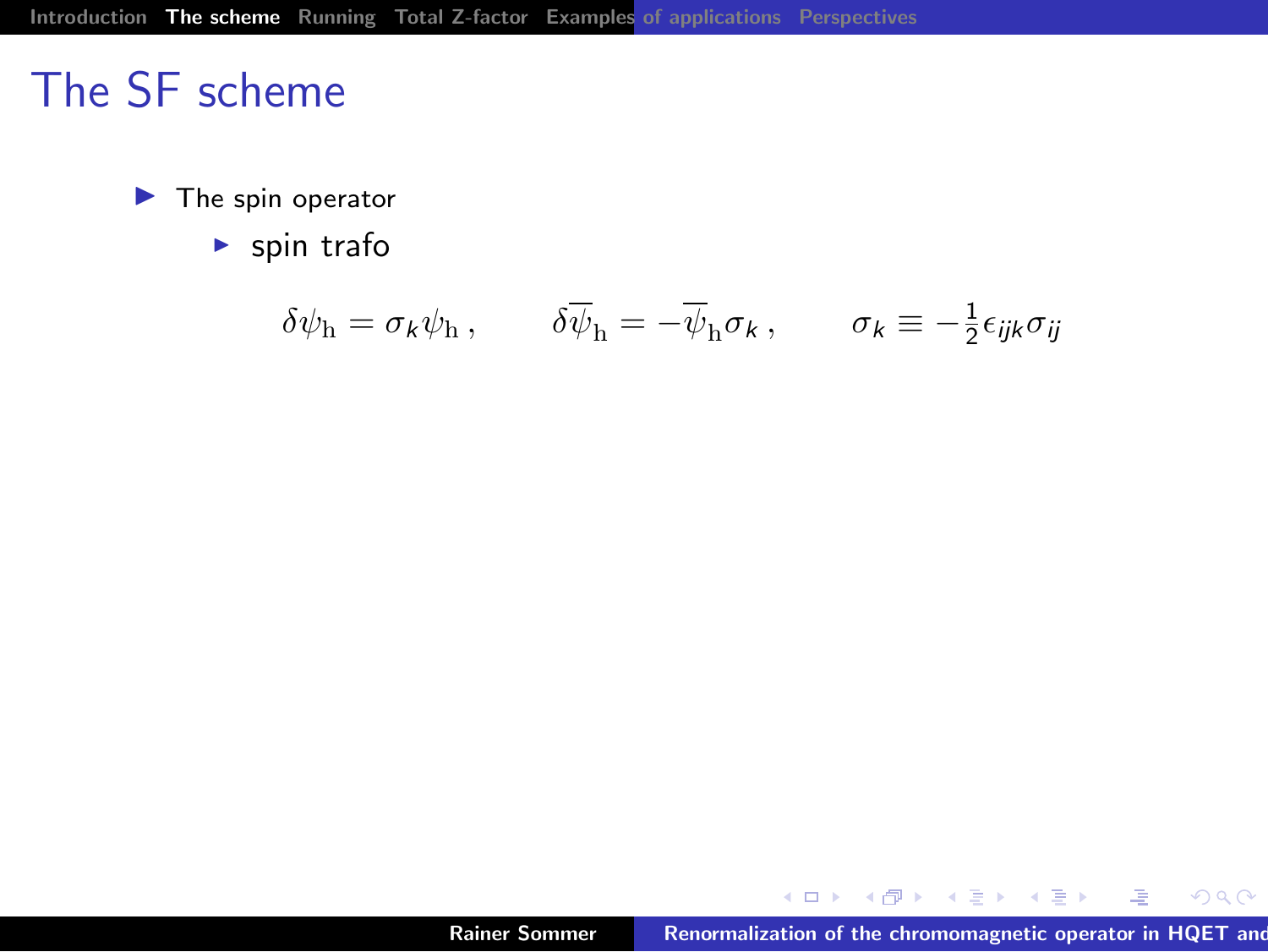# The SF scheme

- The spin operator
  - spin trafo

$$\delta\psi_{\rm h} = \sigma_k \psi_{\rm h}\,, \qquad \delta\overline{\psi}_{\rm h} = -\overline{\psi}_{\rm h}\sigma_k\,, \qquad \sigma_k \equiv -\tfrac{1}{2}\epsilon_{ijk}\sigma_{ij}$$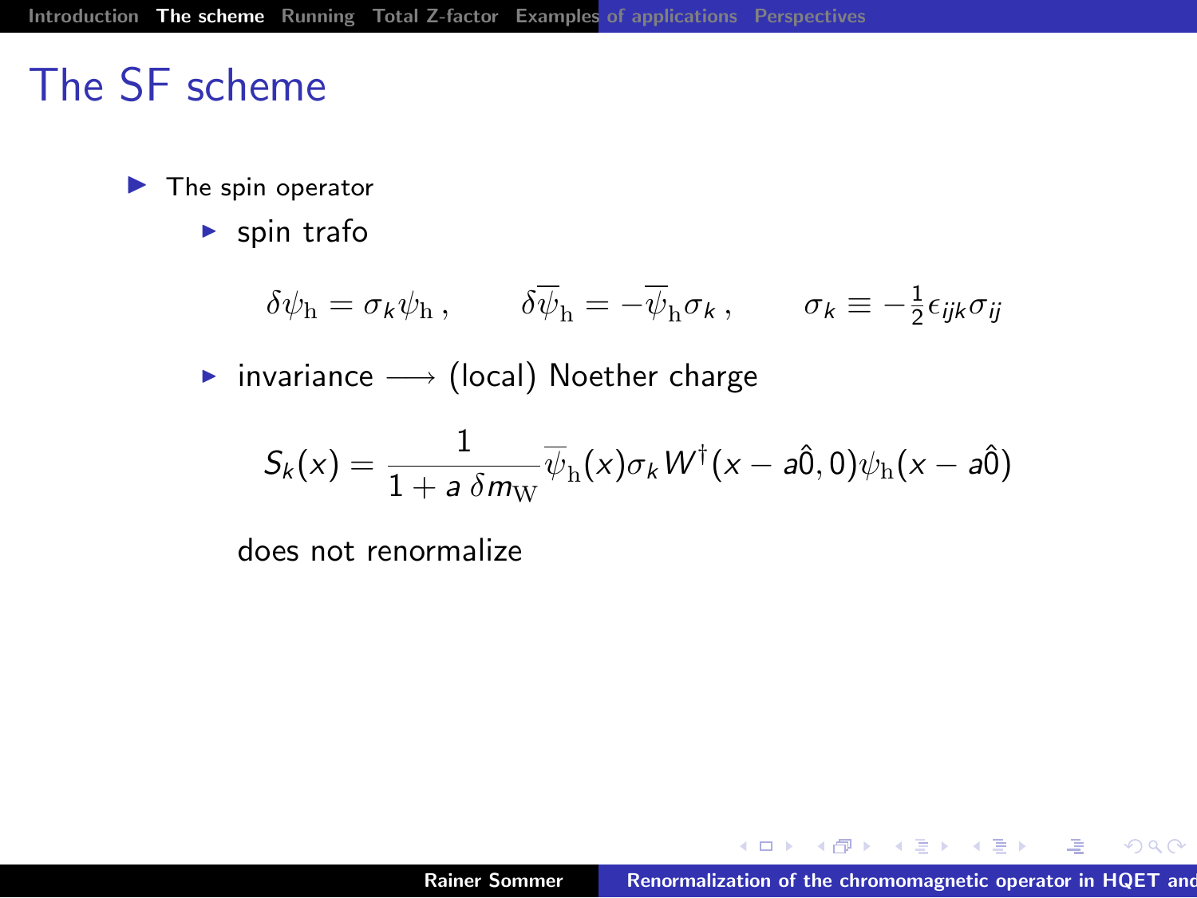# The SF scheme

- The spin operator
  - spin trafo

$$\delta\psi_{\rm h} = \sigma_k \psi_{\rm h}\,, \qquad \delta\overline{\psi}_{\rm h} = -\overline{\psi}_{\rm h}\sigma_k\,, \qquad \sigma_k \equiv -\tfrac{1}{2}\epsilon_{ijk}\sigma_{ij}$$

  - invariance $\longrightarrow$ (local) Noether charge

$$S_k(x) = \frac{1}{1 + a\,\delta m_{\rm W}}\overline{\psi}_{\rm h}(x)\sigma_k W^\dagger(x - a\hat{0}, 0)\psi_{\rm h}(x - a\hat{0})$$

does not renormalize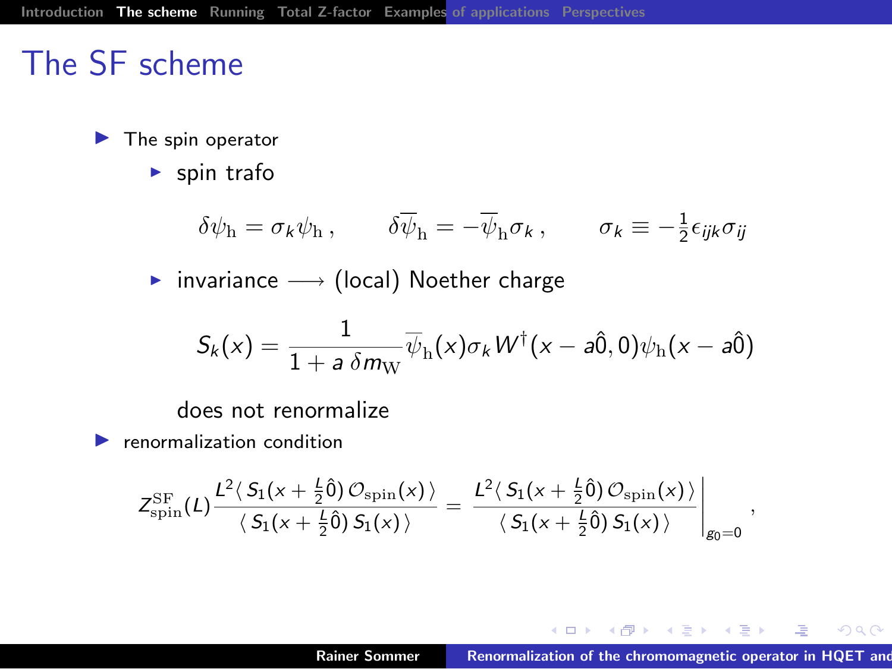# The SF scheme

- The spin operator
  - spin trafo

$$\delta\psi_{\rm h} = \sigma_k \psi_{\rm h}\,, \qquad \delta\overline{\psi}_{\rm h} = -\overline{\psi}_{\rm h}\sigma_k\,, \qquad \sigma_k \equiv -\tfrac{1}{2}\epsilon_{ijk}\sigma_{ij}$$

  - invariance $\longrightarrow$ (local) Noether charge

$$S_k(x) = \frac{1}{1 + a\,\delta m_{\rm W}} \overline{\psi}_{\rm h}(x)\sigma_k W^\dagger(x - a\hat{0}, 0)\psi_{\rm h}(x - a\hat{0})$$

  does not renormalize

- renormalization condition

$$Z_{\rm spin}^{\rm SF}(L) \frac{L^2 \langle\, S_1(x + \frac{L}{2}\hat{0})\, \mathcal{O}_{\rm spin}(x)\,\rangle}{\langle\, S_1(x + \frac{L}{2}\hat{0})\, S_1(x)\,\rangle} = \left. \frac{L^2 \langle\, S_1(x + \frac{L}{2}\hat{0})\, \mathcal{O}_{\rm spin}(x)\,\rangle}{\langle\, S_1(x + \frac{L}{2}\hat{0})\, S_1(x)\,\rangle} \right|_{g_0=0} ,$$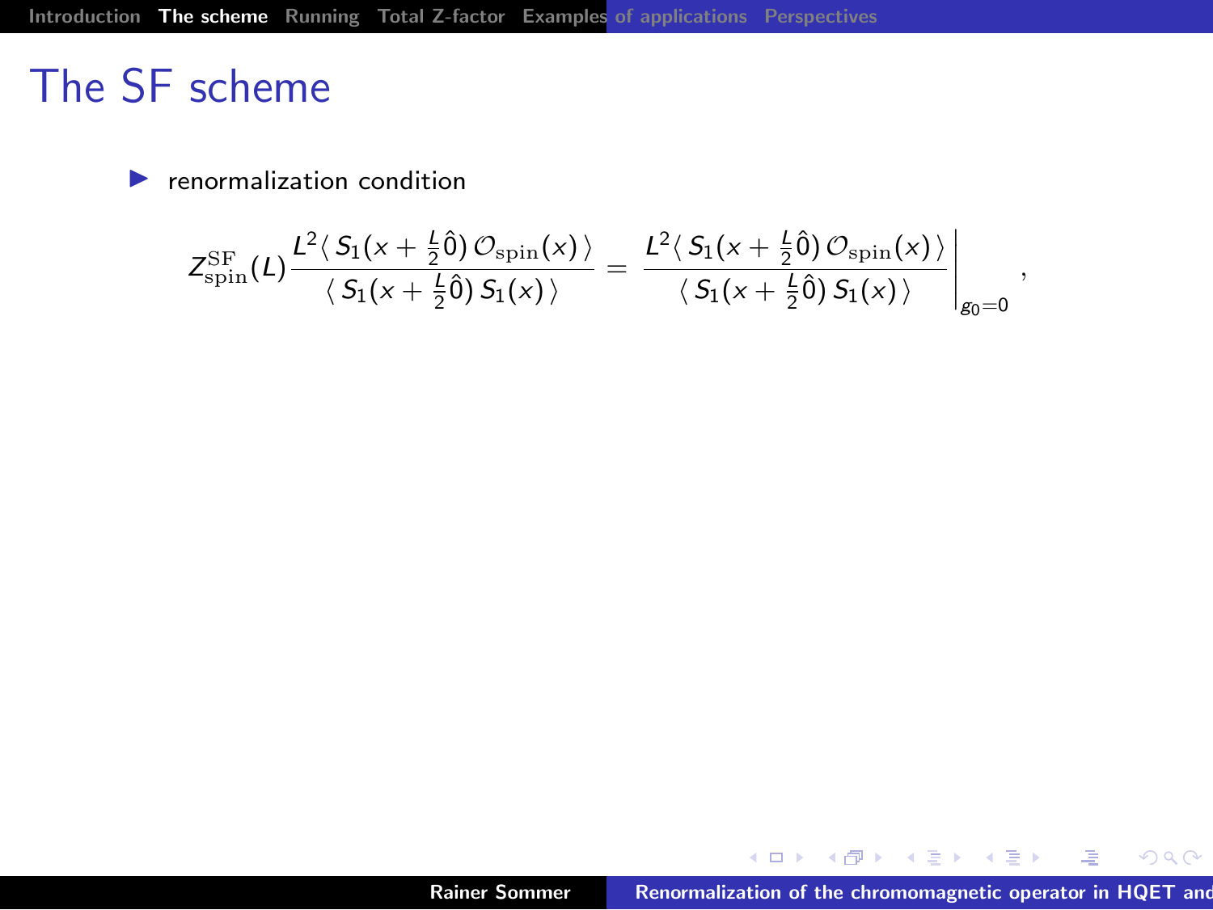# The SF scheme

- renormalization condition

$$Z_{\rm spin}^{\rm SF}(L)\,\frac{L^2\langle\, S_1(x+\frac{L}{2}\hat{0})\,\mathcal{O}_{\rm spin}(x)\,\rangle}{\langle\, S_1(x+\frac{L}{2}\hat{0})\,S_1(x)\,\rangle} = \left.\frac{L^2\langle\, S_1(x+\frac{L}{2}\hat{0})\,\mathcal{O}_{\rm spin}(x)\,\rangle}{\langle\, S_1(x+\frac{L}{2}\hat{0})\,S_1(x)\,\rangle}\right|_{g_0=0} ,$$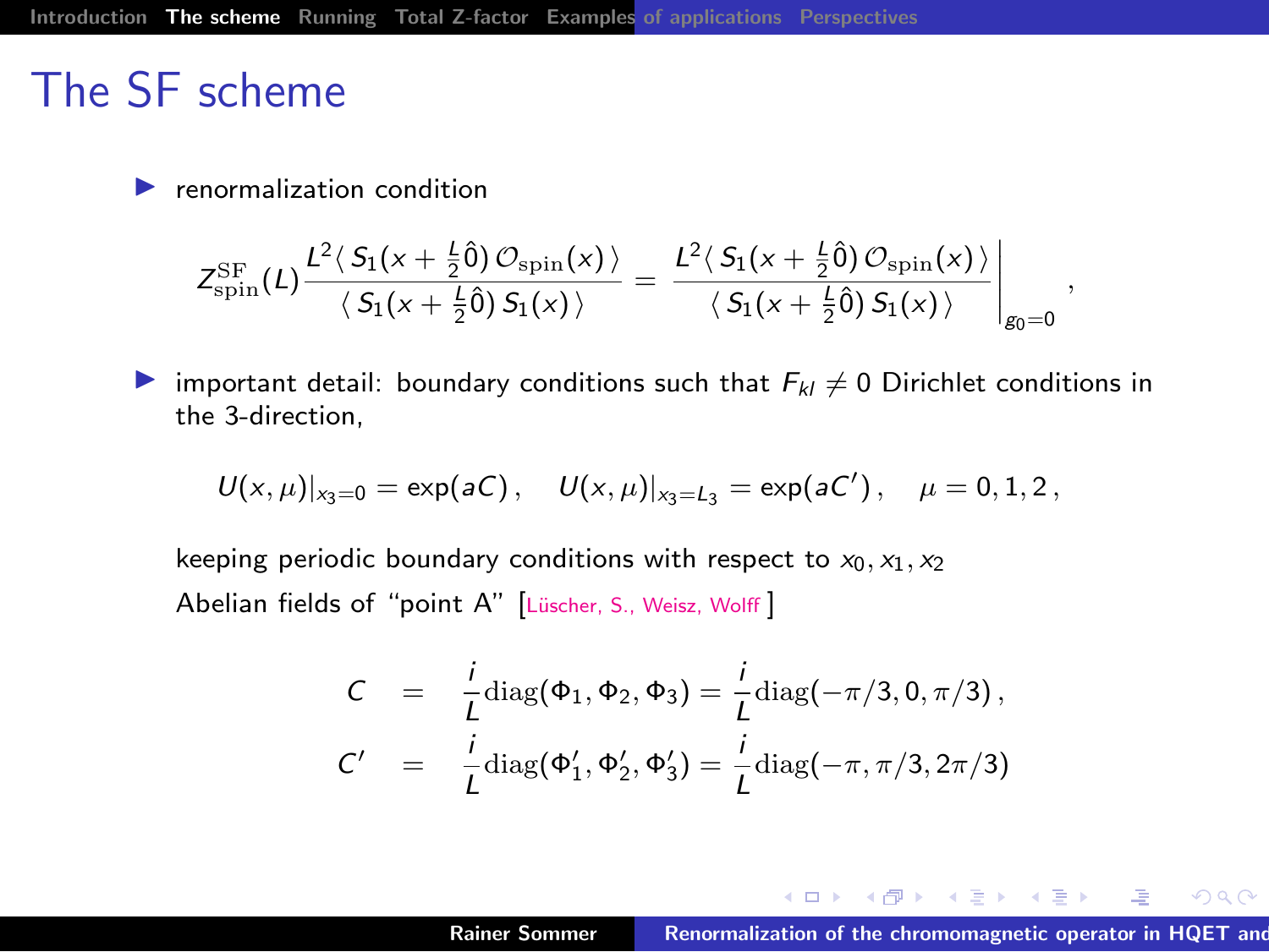# The SF scheme

- renormalization condition

$$Z_{\rm spin}^{\rm SF}(L)\frac{L^2\langle\, S_1(x+\tfrac{L}{2}\hat{0})\,\mathcal{O}_{\rm spin}(x)\,\rangle}{\langle\, S_1(x+\tfrac{L}{2}\hat{0})\,S_1(x)\,\rangle} = \left.\frac{L^2\langle\, S_1(x+\tfrac{L}{2}\hat{0})\,\mathcal{O}_{\rm spin}(x)\,\rangle}{\langle\, S_1(x+\tfrac{L}{2}\hat{0})\,S_1(x)\,\rangle}\right|_{g_0=0},$$

- important detail: boundary conditions such that $F_{kl}\neq 0$ Dirichlet conditions in the 3-direction,

$$U(x,\mu)|_{x_3=0}=\exp(aC)\,,\quad U(x,\mu)|_{x_3=L_3}=\exp(aC')\,,\quad \mu=0,1,2\,,$$

  keeping periodic boundary conditions with respect to $x_0,x_1,x_2$

  Abelian fields of "point A" [Lüscher, S., Weisz, Wolff]

$$\begin{aligned} C &= \frac{i}{L}{\rm diag}(\Phi_1,\Phi_2,\Phi_3)=\frac{i}{L}{\rm diag}(-\pi/3,0,\pi/3)\,,\\ C' &= \frac{i}{L}{\rm diag}(\Phi_1',\Phi_2',\Phi_3')=\frac{i}{L}{\rm diag}(-\pi,\pi/3,2\pi/3) \end{aligned}$$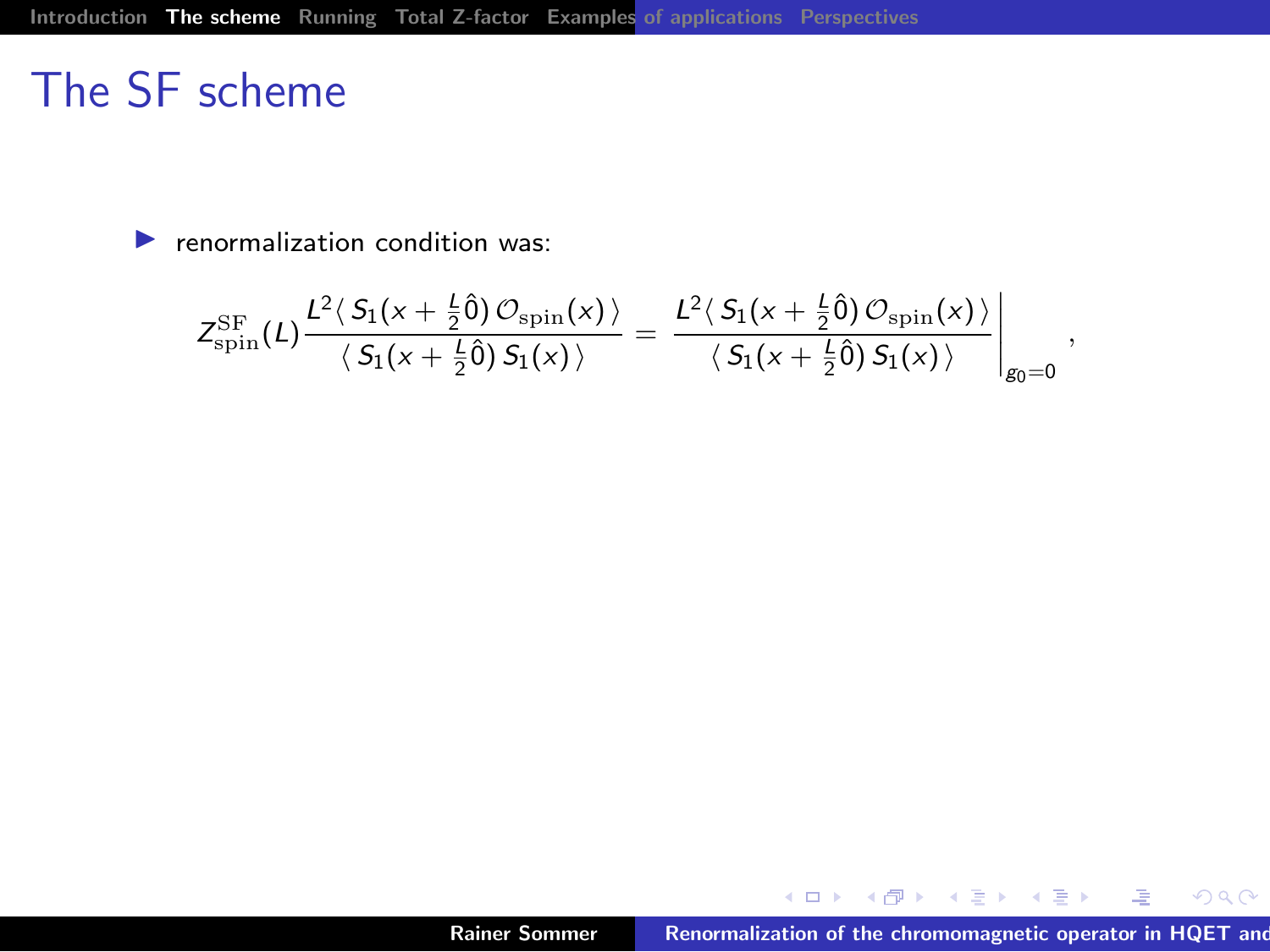# The SF scheme

- renormalization condition was:

$$Z_{\rm spin}^{\rm SF}(L)\frac{L^2\langle\, S_1(x+\frac{L}{2}\hat{0})\,\mathcal{O}_{\rm spin}(x)\,\rangle}{\langle\, S_1(x+\frac{L}{2}\hat{0})\,S_1(x)\,\rangle} = \left.\frac{L^2\langle\, S_1(x+\frac{L}{2}\hat{0})\,\mathcal{O}_{\rm spin}(x)\,\rangle}{\langle\, S_1(x+\frac{L}{2}\hat{0})\,S_1(x)\,\rangle}\right|_{g_0=0},$$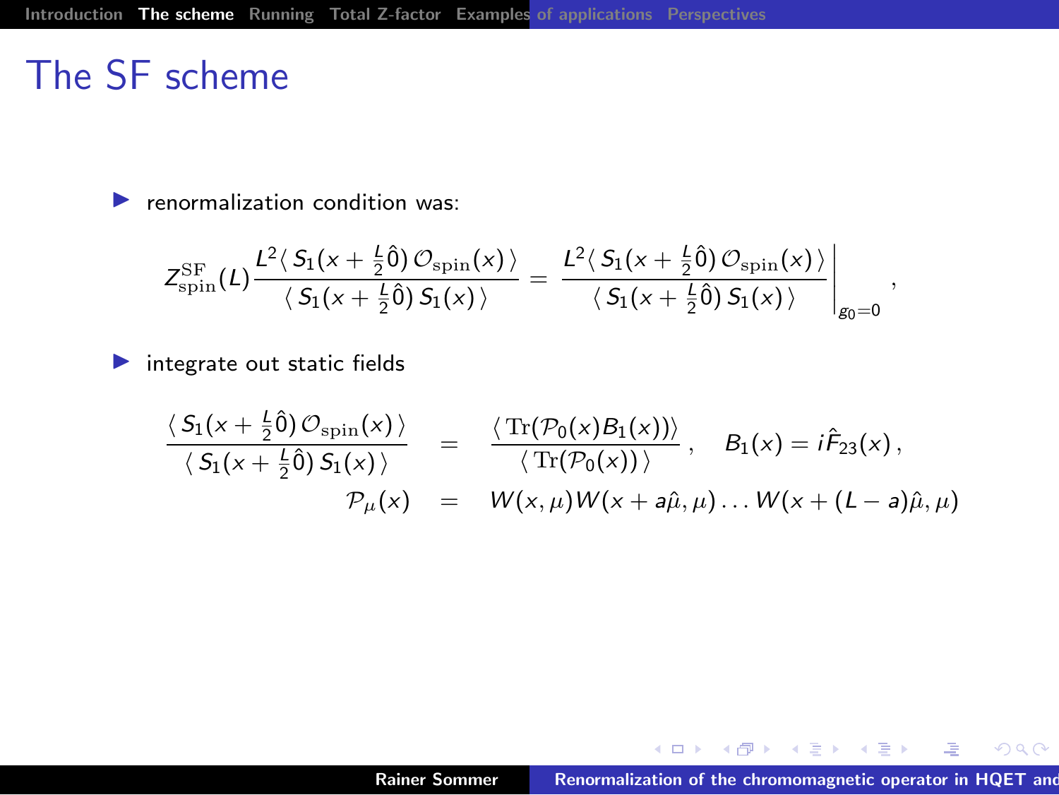# The SF scheme

- renormalization condition was:

$$Z^{\rm SF}_{\rm spin}(L)\frac{L^2\langle\, S_1(x+\frac{L}{2}\hat{0})\,\mathcal{O}_{\rm spin}(x)\,\rangle}{\langle\, S_1(x+\frac{L}{2}\hat{0})\,S_1(x)\,\rangle} = \left.\frac{L^2\langle\, S_1(x+\frac{L}{2}\hat{0})\,\mathcal{O}_{\rm spin}(x)\,\rangle}{\langle\, S_1(x+\frac{L}{2}\hat{0})\,S_1(x)\,\rangle}\right|_{g_0=0},$$

- integrate out static fields

$$\frac{\langle\, S_1(x+\frac{L}{2}\hat{0})\,\mathcal{O}_{\rm spin}(x)\,\rangle}{\langle\, S_1(x+\frac{L}{2}\hat{0})\,S_1(x)\,\rangle} = \frac{\langle\,{\rm Tr}(\mathcal{P}_0(x)B_1(x))\rangle}{\langle\,{\rm Tr}(\mathcal{P}_0(x))\,\rangle}, \quad B_1(x) = i\hat{F}_{23}(x)\,,$$

$$\mathcal{P}_\mu(x) = W(x,\mu)W(x+a\hat{\mu},\mu)\ldots W(x+(L-a)\hat{\mu},\mu)$$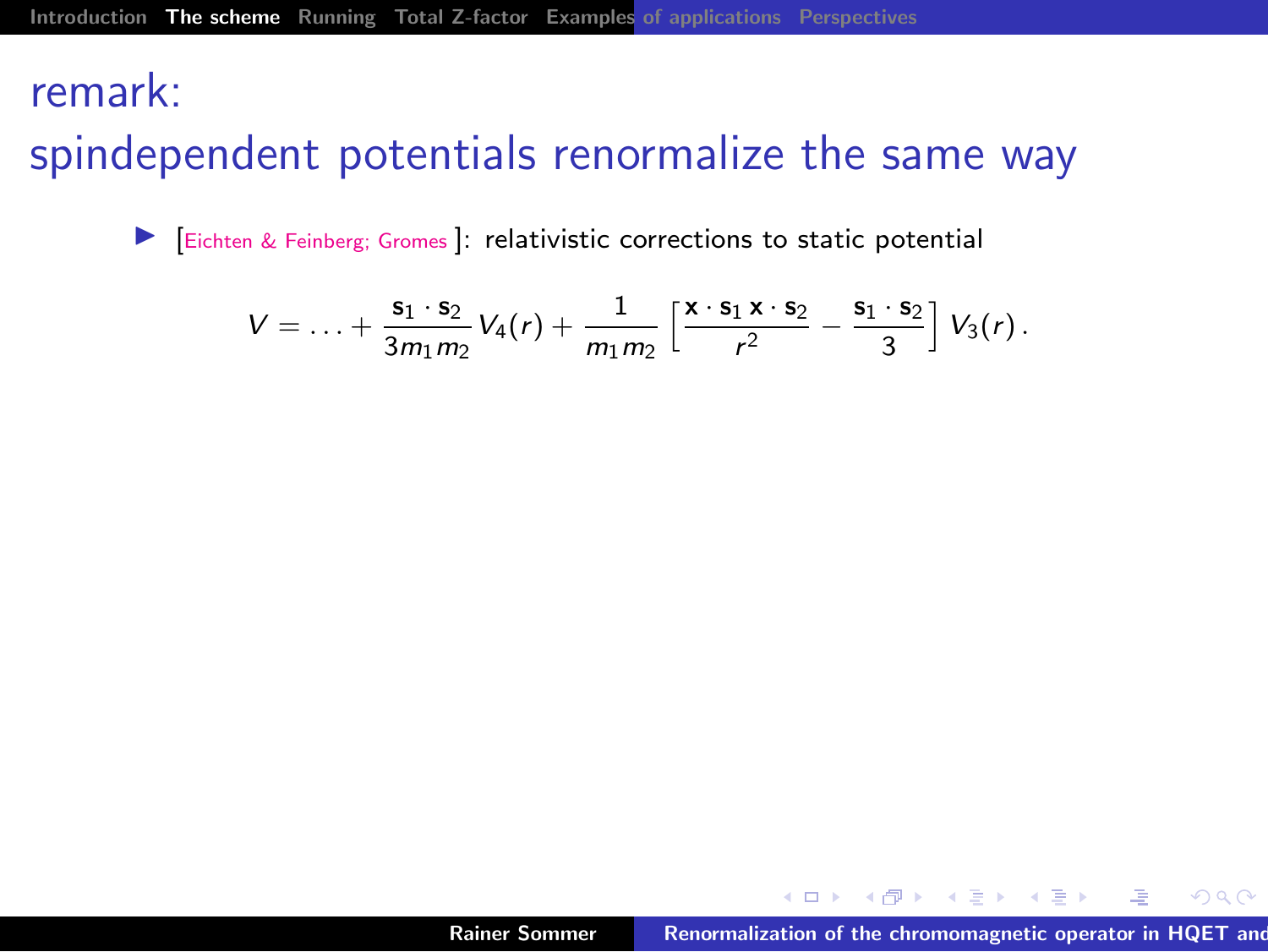# remark:

# spindependent potentials renormalize the same way

- [Eichten & Feinberg; Gromes ]: relativistic corrections to static potential

$$V = \ldots + \frac{\mathbf{s}_1 \cdot \mathbf{s}_2}{3 m_1 m_2} V_4(r) + \frac{1}{m_1 m_2} \left[ \frac{\mathbf{x} \cdot \mathbf{s}_1 \, \mathbf{x} \cdot \mathbf{s}_2}{r^2} - \frac{\mathbf{s}_1 \cdot \mathbf{s}_2}{3} \right] V_3(r) \,.$$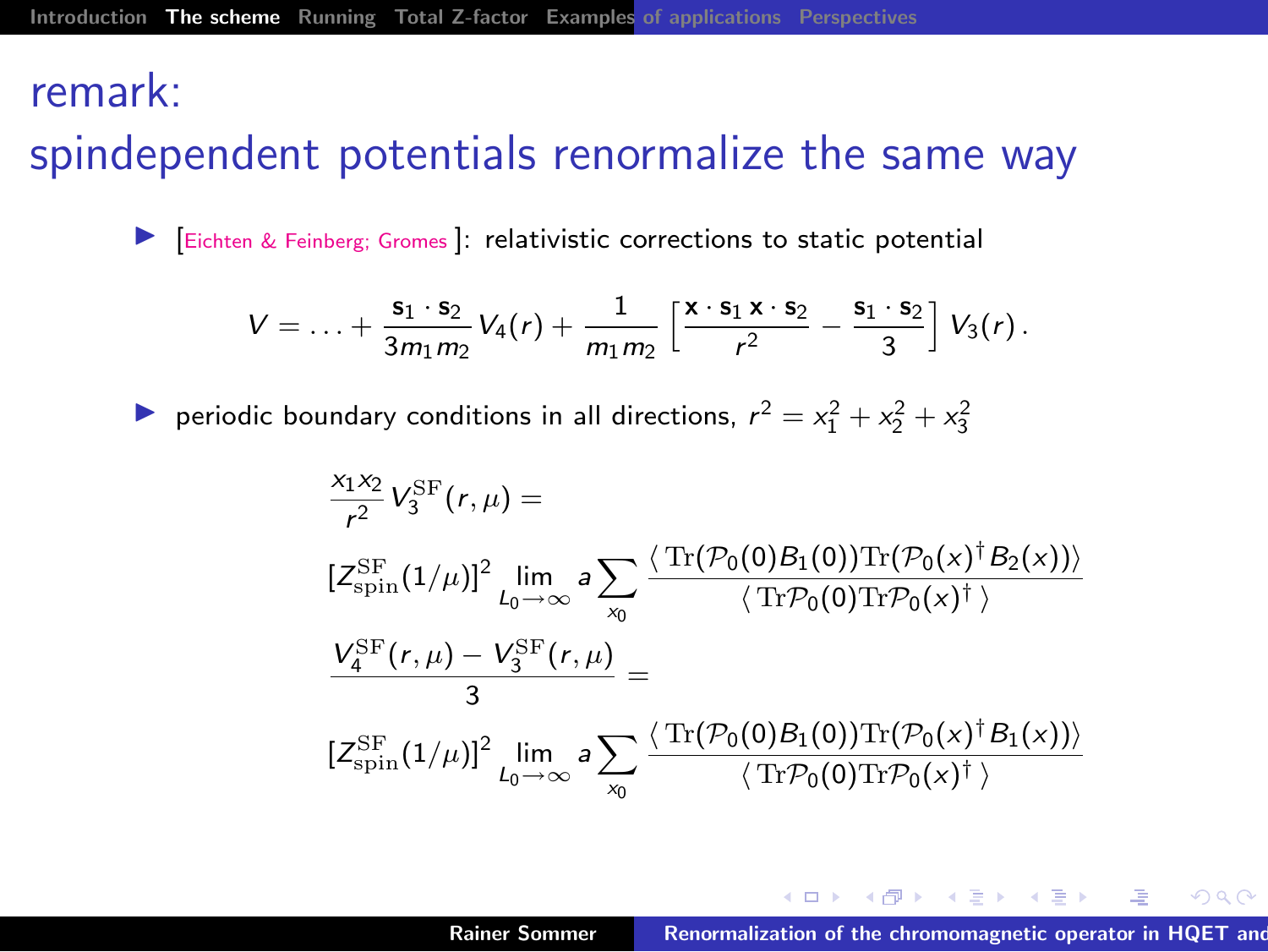# remark:

## spindependent potentials renormalize the same way

- [Eichten & Feinberg; Gromes ]: relativistic corrections to static potential

$$V = \ldots + \frac{\mathbf{s}_1 \cdot \mathbf{s}_2}{3 m_1 m_2} V_4(r) + \frac{1}{m_1 m_2} \left[ \frac{\mathbf{x} \cdot \mathbf{s}_1 \, \mathbf{x} \cdot \mathbf{s}_2}{r^2} - \frac{\mathbf{s}_1 \cdot \mathbf{s}_2}{3} \right] V_3(r)\,.$$

- periodic boundary conditions in all directions, $r^2 = x_1^2 + x_2^2 + x_3^2$

$$\frac{x_1 x_2}{r^2} V_3^{\mathrm{SF}}(r,\mu) =$$

$$[Z_{\mathrm{spin}}^{\mathrm{SF}}(1/\mu)]^2 \lim_{L_0 \to \infty} a \sum_{x_0} \frac{\langle \, \mathrm{Tr}(\mathcal{P}_0(0) B_1(0)) \mathrm{Tr}(\mathcal{P}_0(x)^\dagger B_2(x)) \rangle}{\langle \, \mathrm{Tr} \mathcal{P}_0(0) \mathrm{Tr} \mathcal{P}_0(x)^\dagger \, \rangle}$$

$$\frac{V_4^{\mathrm{SF}}(r,\mu) - V_3^{\mathrm{SF}}(r,\mu)}{3} =$$

$$[Z_{\mathrm{spin}}^{\mathrm{SF}}(1/\mu)]^2 \lim_{L_0 \to \infty} a \sum_{x_0} \frac{\langle \, \mathrm{Tr}(\mathcal{P}_0(0) B_1(0)) \mathrm{Tr}(\mathcal{P}_0(x)^\dagger B_1(x)) \rangle}{\langle \, \mathrm{Tr} \mathcal{P}_0(0) \mathrm{Tr} \mathcal{P}_0(x)^\dagger \, \rangle}$$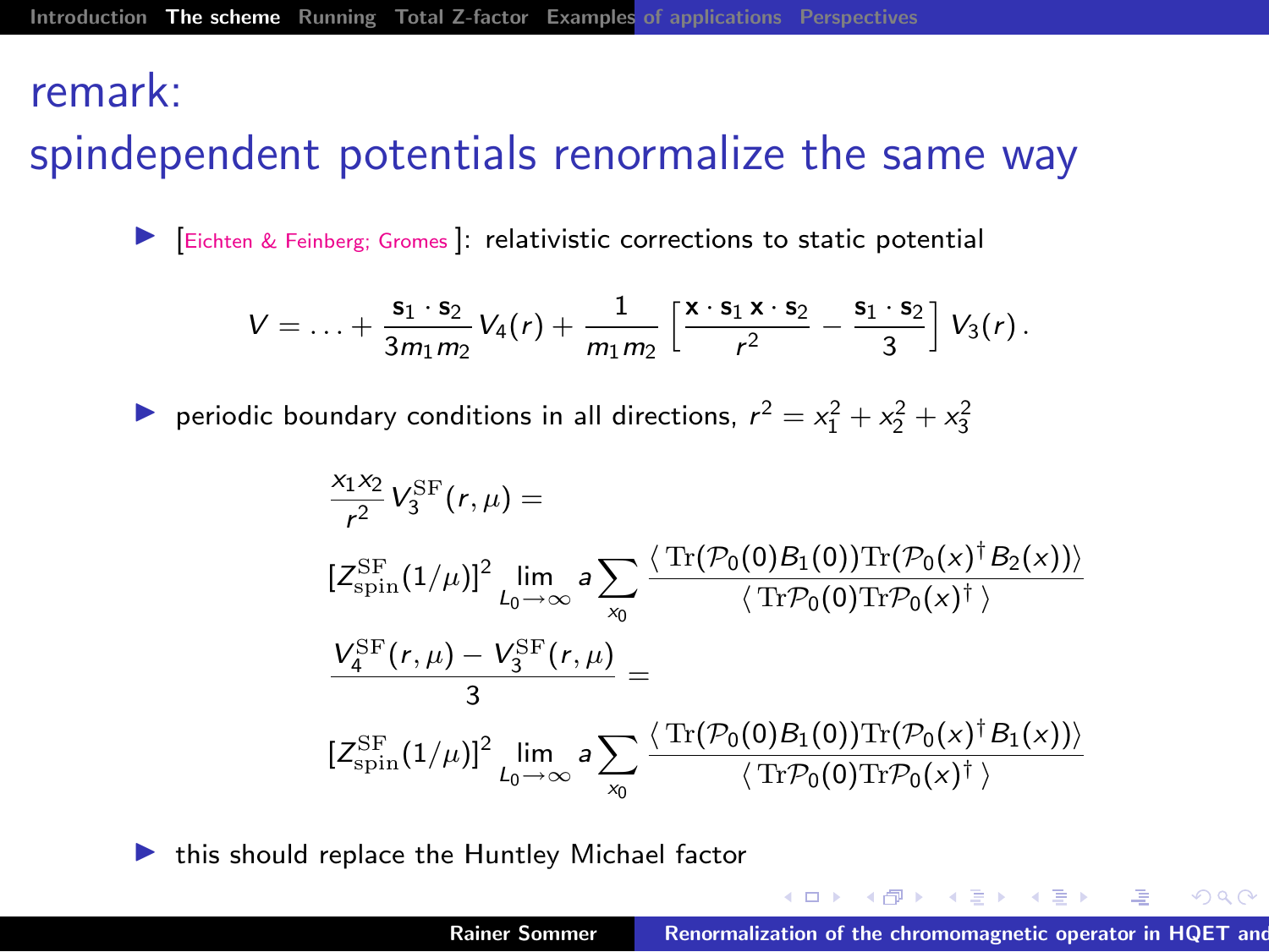# remark: spindependent potentials renormalize the same way

- [Eichten & Feinberg; Gromes ]: relativistic corrections to static potential

$$V = \ldots + \frac{\mathbf{s}_1 \cdot \mathbf{s}_2}{3 m_1 m_2} V_4(r) + \frac{1}{m_1 m_2} \left[ \frac{\mathbf{x} \cdot \mathbf{s}_1 \, \mathbf{x} \cdot \mathbf{s}_2}{r^2} - \frac{\mathbf{s}_1 \cdot \mathbf{s}_2}{3} \right] V_3(r) \, .$$

- periodic boundary conditions in all directions, $r^2 = x_1^2 + x_2^2 + x_3^2$

$$\frac{x_1 x_2}{r^2} V_3^{\mathrm{SF}}(r,\mu) =$$

$$[Z_{\mathrm{spin}}^{\mathrm{SF}}(1/\mu)]^2 \lim_{L_0 \to \infty} a \sum_{x_0} \frac{\langle \, \mathrm{Tr}(\mathcal{P}_0(0) B_1(0)) \mathrm{Tr}(\mathcal{P}_0(x)^\dagger B_2(x)) \rangle}{\langle \, \mathrm{Tr}\mathcal{P}_0(0) \mathrm{Tr}\mathcal{P}_0(x)^\dagger \, \rangle}$$

$$\frac{V_4^{\mathrm{SF}}(r,\mu) - V_3^{\mathrm{SF}}(r,\mu)}{3} =$$

$$[Z_{\mathrm{spin}}^{\mathrm{SF}}(1/\mu)]^2 \lim_{L_0 \to \infty} a \sum_{x_0} \frac{\langle \, \mathrm{Tr}(\mathcal{P}_0(0) B_1(0)) \mathrm{Tr}(\mathcal{P}_0(x)^\dagger B_1(x)) \rangle}{\langle \, \mathrm{Tr}\mathcal{P}_0(0) \mathrm{Tr}\mathcal{P}_0(x)^\dagger \, \rangle}$$

- this should replace the Huntley Michael factor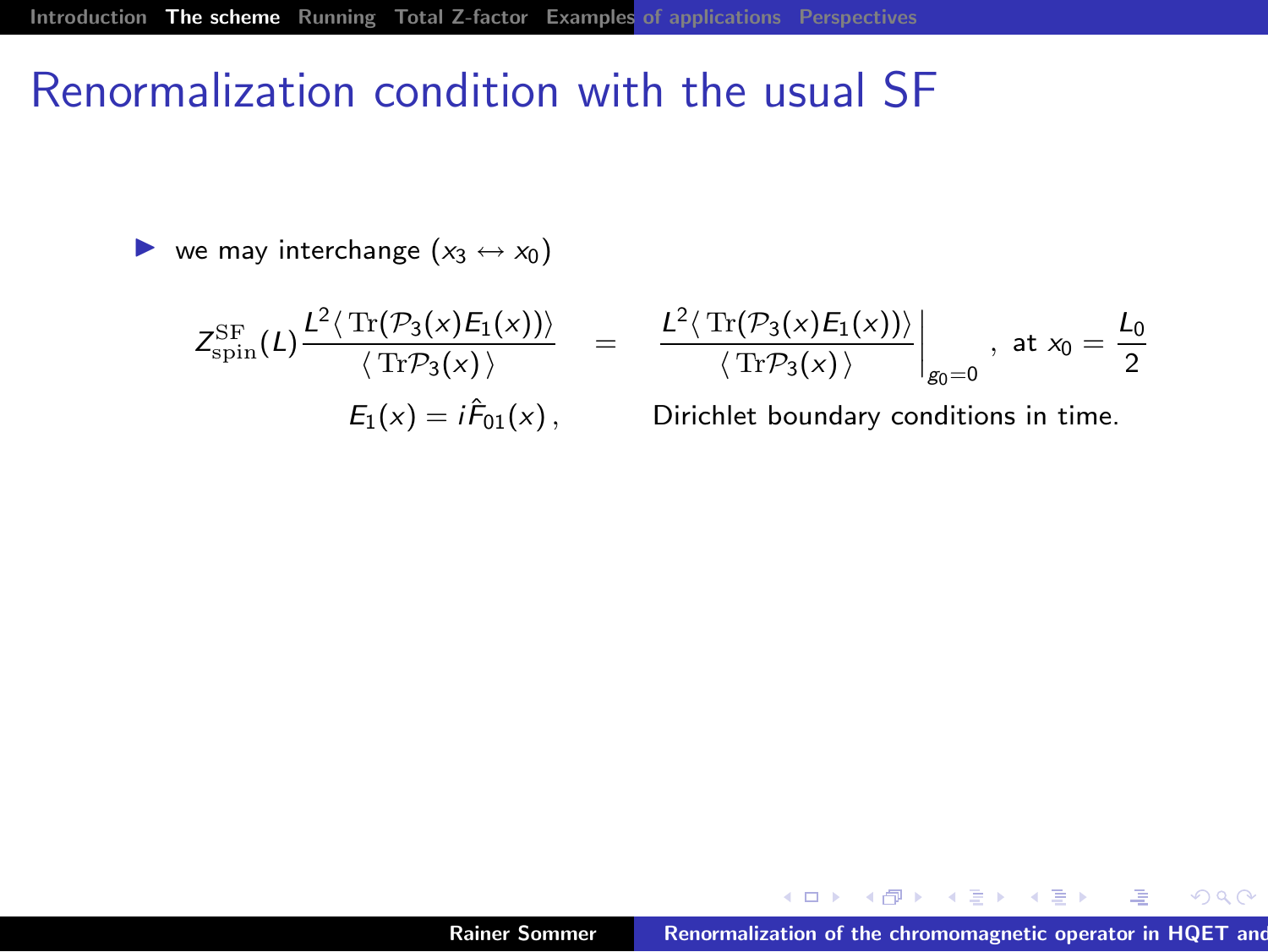# Renormalization condition with the usual SF

- we may interchange ($x_3 \leftrightarrow x_0$)

$$
Z_{\rm spin}^{\rm SF}(L)\frac{L^2\langle\, \mathrm{Tr}(\mathcal{P}_3(x)E_1(x))\rangle}{\langle\, \mathrm{Tr}\mathcal{P}_3(x)\,\rangle} \quad = \quad \left.\frac{L^2\langle\, \mathrm{Tr}(\mathcal{P}_3(x)E_1(x))\rangle}{\langle\, \mathrm{Tr}\mathcal{P}_3(x)\,\rangle}\right|_{g_0=0}, \text{ at } x_0=\frac{L_0}{2}
$$

$$
E_1(x) = i\hat{F}_{01}(x)\,, \qquad \text{Dirichlet boundary conditions in time.}
$$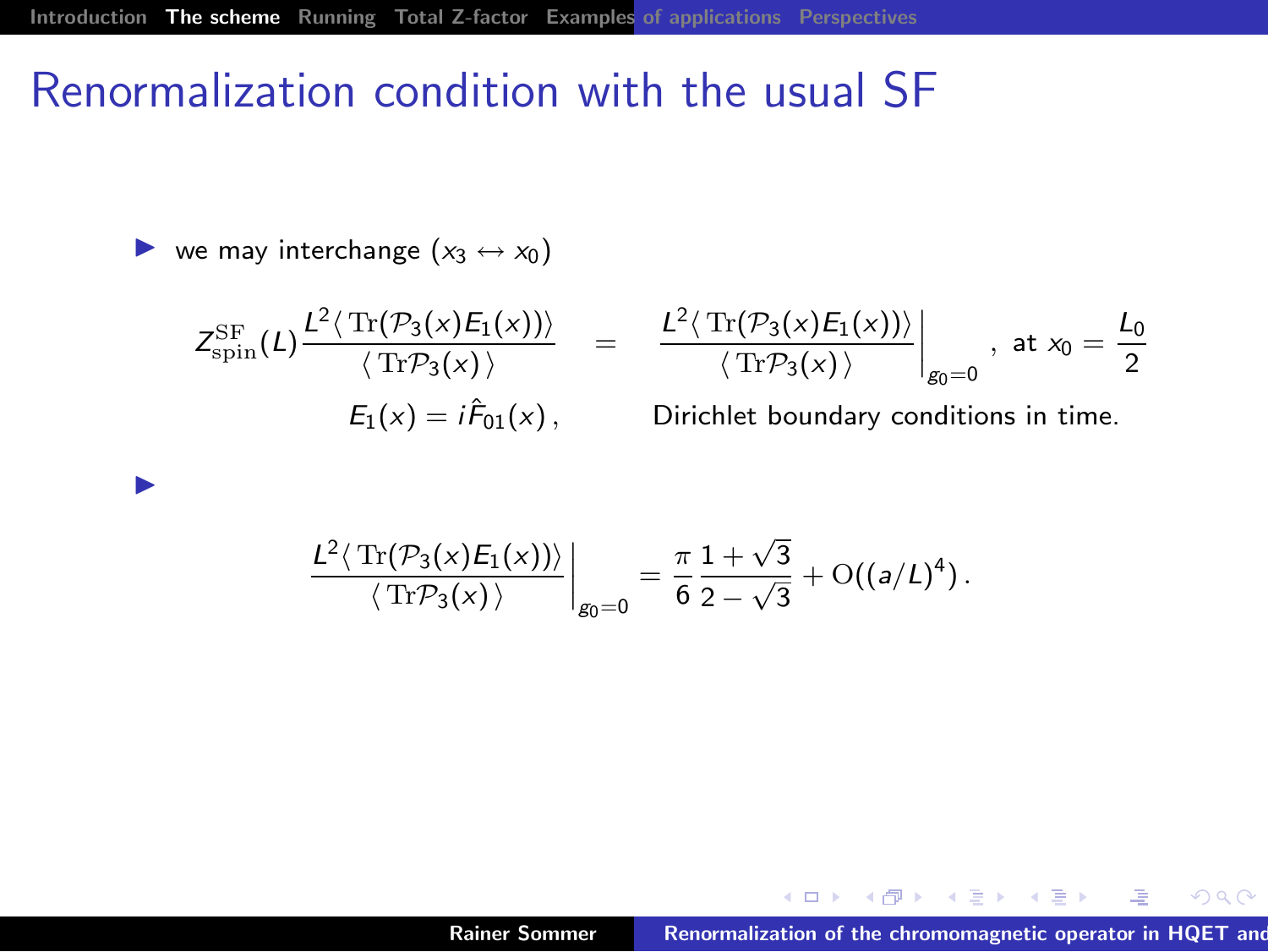# Renormalization condition with the usual SF

- we may interchange $(x_3 \leftrightarrow x_0)$

$$
Z_{\rm spin}^{\rm SF}(L)\frac{L^2\langle\,{\rm Tr}(\mathcal{P}_3(x)E_1(x))\rangle}{\langle\,{\rm Tr}\mathcal{P}_3(x)\,\rangle} \quad = \quad \left.\frac{L^2\langle\,{\rm Tr}(\mathcal{P}_3(x)E_1(x))\rangle}{\langle\,{\rm Tr}\mathcal{P}_3(x)\,\rangle}\right|_{g_0=0}\,,\ \text{at } x_0=\frac{L_0}{2}
$$

$$
E_1(x) = i\hat{F}_{01}(x)\,, \qquad \text{Dirichlet boundary conditions in time.}
$$

-

$$
\left.\frac{L^2\langle\,{\rm Tr}(\mathcal{P}_3(x)E_1(x))\rangle}{\langle\,{\rm Tr}\mathcal{P}_3(x)\,\rangle}\right|_{g_0=0} = \frac{\pi}{6}\,\frac{1+\sqrt{3}}{2-\sqrt{3}} + {\rm O}((a/L)^4)\,.
$$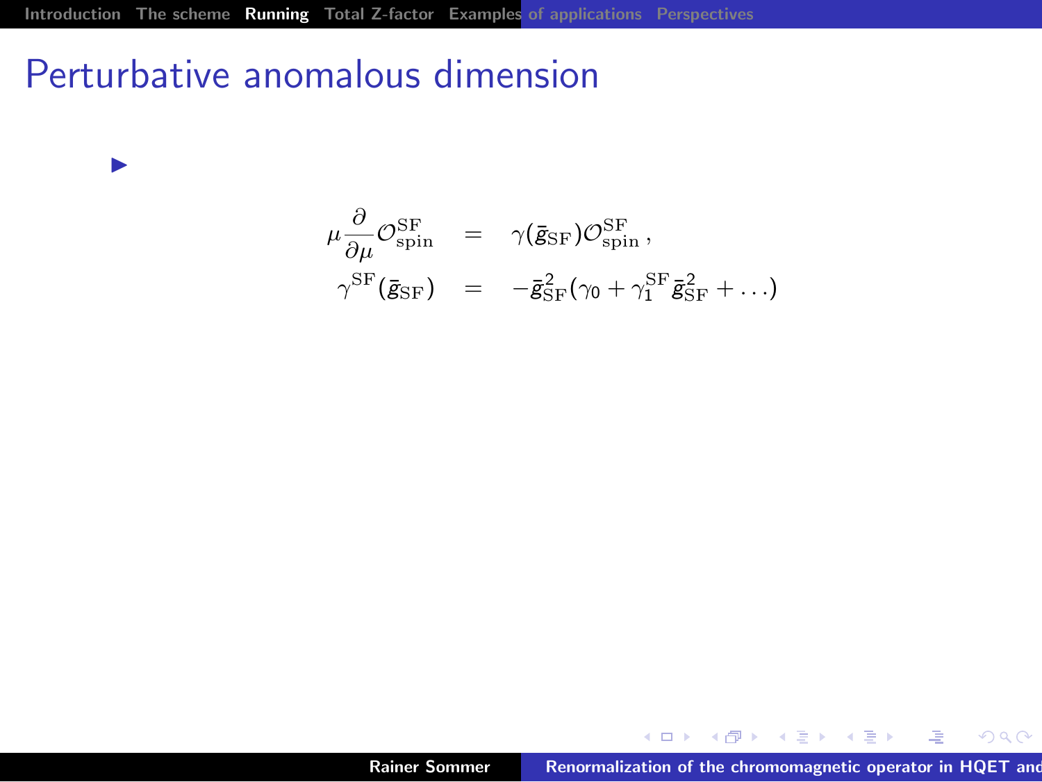# Perturbative anomalous dimension

- $$\mu \frac{\partial}{\partial \mu} \mathcal{O}_{\rm spin}^{\rm SF} = \gamma(\bar{g}_{\rm SF}) \mathcal{O}_{\rm spin}^{\rm SF} \,,$$
  $$\gamma^{\rm SF}(\bar{g}_{\rm SF}) = -\bar{g}_{\rm SF}^2 (\gamma_0 + \gamma_1^{\rm SF} \bar{g}_{\rm SF}^2 + \ldots)$$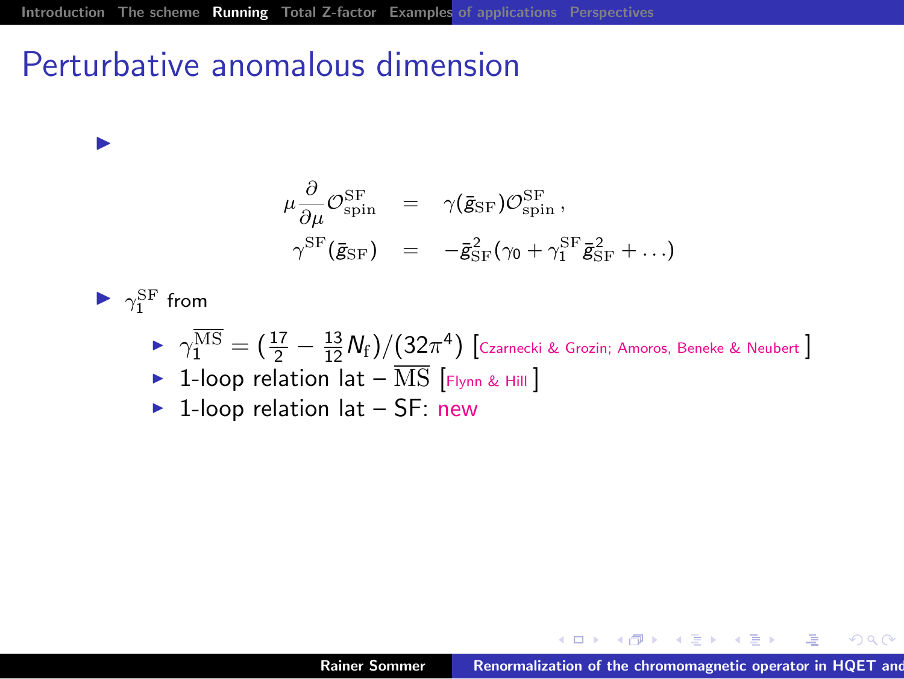# Perturbative anomalous dimension

- $$\mu \frac{\partial}{\partial \mu} \mathcal{O}^{\rm SF}_{\rm spin} = \gamma(\bar{g}_{\rm SF}) \mathcal{O}^{\rm SF}_{\rm spin} \,,$$
  $$\gamma^{\rm SF}(\bar{g}_{\rm SF}) = -\bar{g}^2_{\rm SF}(\gamma_0 + \gamma_1^{\rm SF} \bar{g}^2_{\rm SF} + \ldots)$$

- $\gamma_1^{\rm SF}$ from
  - $\gamma_1^{\overline{\rm MS}} = (\frac{17}{2} - \frac{13}{12} N_{\rm f})/(32\pi^4)$ [Czarnecki & Grozin; Amoros, Beneke & Neubert ]
  - 1-loop relation lat – $\overline{\rm MS}$ [Flynn & Hill ]
  - 1-loop relation lat – SF: new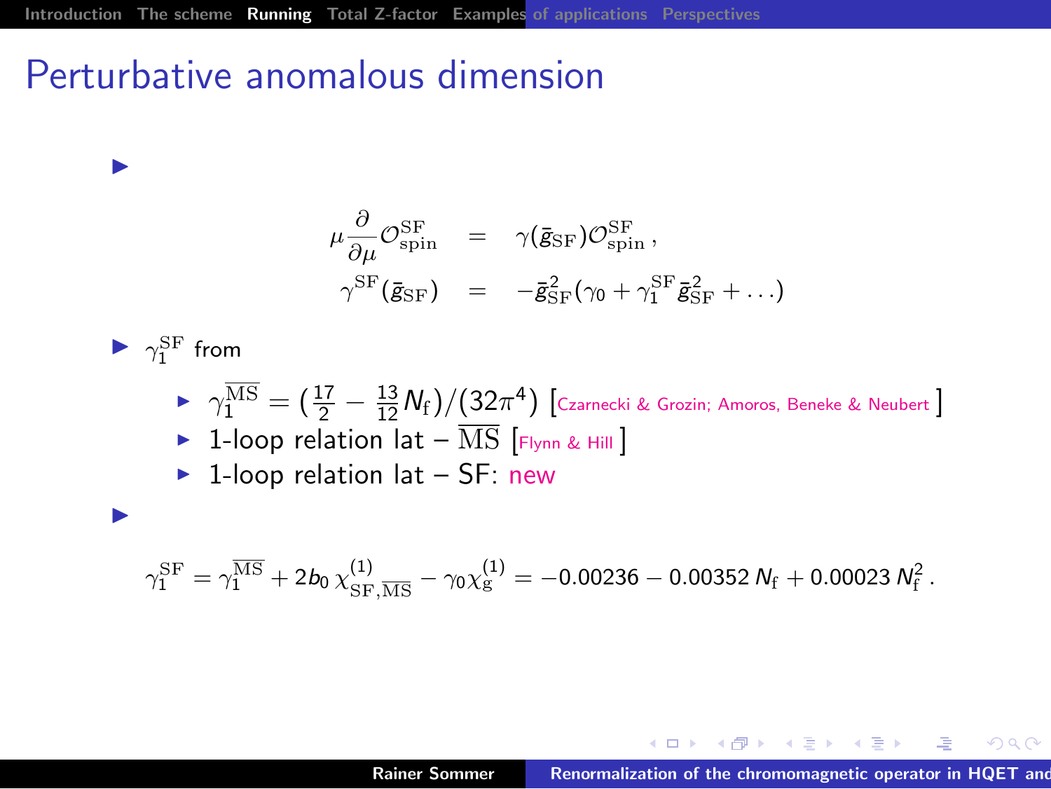# Perturbative anomalous dimension

- $$\mu \frac{\partial}{\partial \mu} \mathcal{O}_{\rm spin}^{\rm SF} = \gamma(\bar{g}_{\rm SF}) \mathcal{O}_{\rm spin}^{\rm SF} \,,$$
  $$\gamma^{\rm SF}(\bar{g}_{\rm SF}) = -\bar{g}_{\rm SF}^2 (\gamma_0 + \gamma_1^{\rm SF} \bar{g}_{\rm SF}^2 + \ldots)$$

- $\gamma_1^{\rm SF}$ from
  - $\gamma_1^{\overline{\rm MS}} = (\frac{17}{2} - \frac{13}{12} N_{\rm f})/(32\pi^4)$ [Czarnecki & Grozin; Amoros, Beneke & Neubert]
  - 1-loop relation lat – $\overline{\rm MS}$ [Flynn & Hill]
  - 1-loop relation lat – SF: new

- $$\gamma_1^{\rm SF} = \gamma_1^{\overline{\rm MS}} + 2b_0\, \chi_{\rm SF,\overline{MS}}^{(1)} - \gamma_0 \chi_{\rm g}^{(1)} = -0.00236 - 0.00352\, N_{\rm f} + 0.00023\, N_{\rm f}^2 \,.$$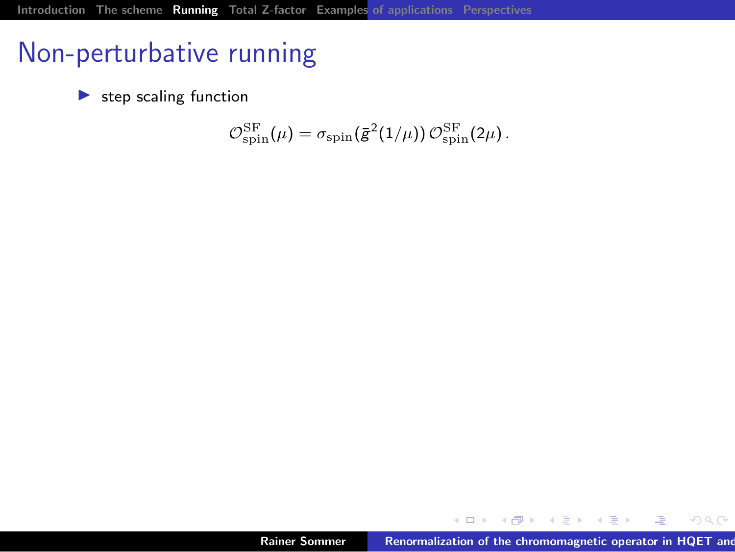# Non-perturbative running

- step scaling function

$$\mathcal{O}^{\rm SF}_{\rm spin}(\mu) = \sigma_{\rm spin}(\bar{g}^2(1/\mu))\, \mathcal{O}^{\rm SF}_{\rm spin}(2\mu)\,.$$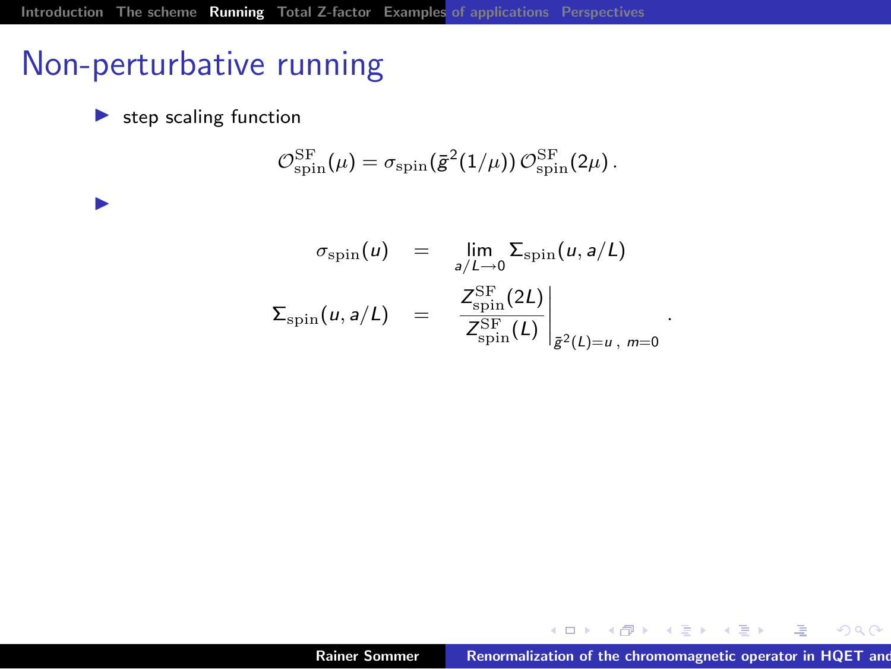# Non-perturbative running

- step scaling function

$$\mathcal{O}^{\rm SF}_{\rm spin}(\mu) = \sigma_{\rm spin}(\bar{g}^2(1/\mu))\, \mathcal{O}^{\rm SF}_{\rm spin}(2\mu)\,.$$

- 

$$\begin{aligned}
\sigma_{\rm spin}(u) &= \lim_{a/L\to 0} \Sigma_{\rm spin}(u, a/L) \\
\Sigma_{\rm spin}(u, a/L) &= \left.\frac{Z^{\rm SF}_{\rm spin}(2L)}{Z^{\rm SF}_{\rm spin}(L)}\right|_{\bar{g}^2(L)=u\,,\ m=0}\,.
\end{aligned}$$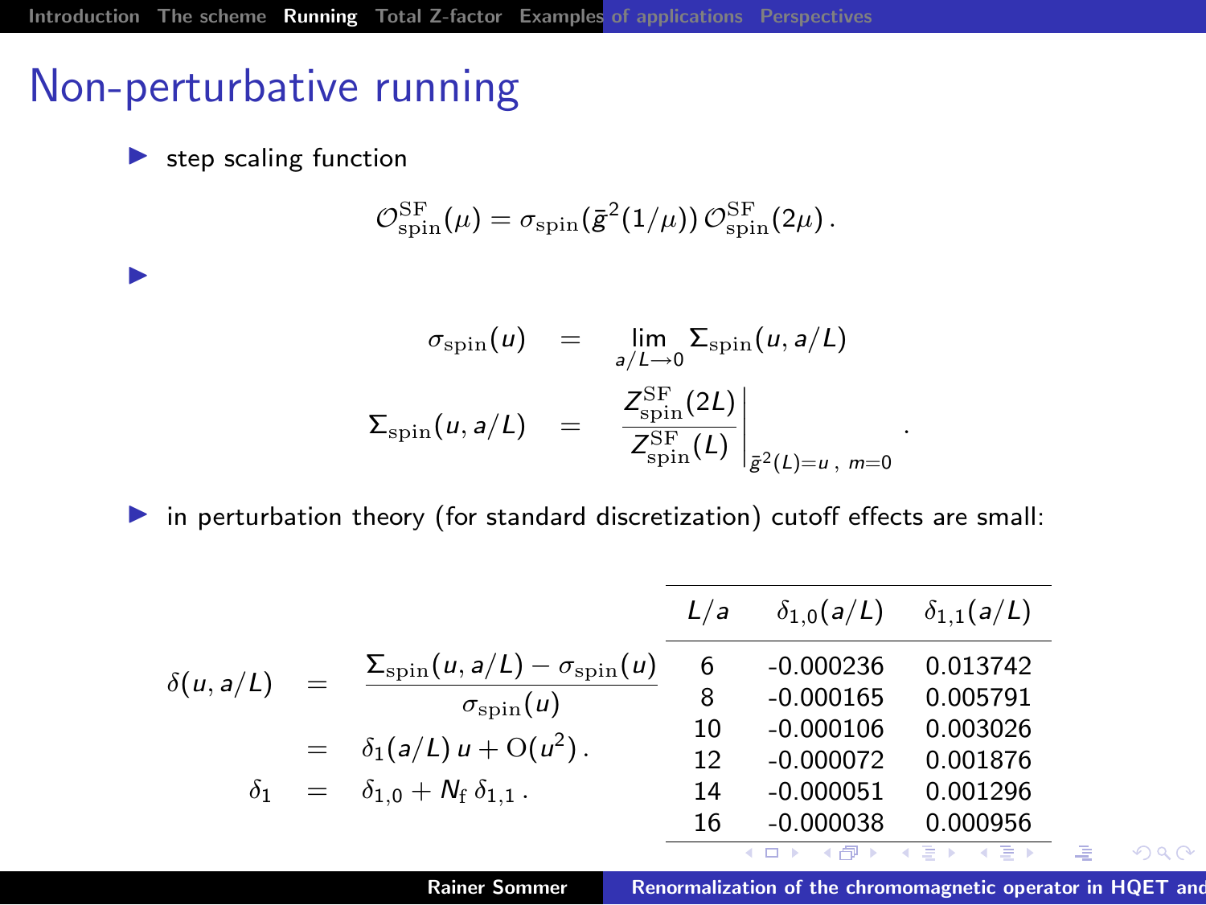# Non-perturbative running

- step scaling function

$$\mathcal{O}^{\rm SF}_{\rm spin}(\mu) = \sigma_{\rm spin}(\bar{g}^2(1/\mu))\, \mathcal{O}^{\rm SF}_{\rm spin}(2\mu)\,.$$

- 

$$\sigma_{\rm spin}(u) = \lim_{a/L\to 0} \Sigma_{\rm spin}(u, a/L)$$

$$\Sigma_{\rm spin}(u, a/L) = \left.\frac{Z^{\rm SF}_{\rm spin}(2L)}{Z^{\rm SF}_{\rm spin}(L)}\right|_{\bar{g}^2(L)=u\,,\ m=0}\,.$$

- in perturbation theory (for standard discretization) cutoff effects are small:

$$\delta(u, a/L) = \frac{\Sigma_{\rm spin}(u, a/L) - \sigma_{\rm spin}(u)}{\sigma_{\rm spin}(u)}$$

$$= \delta_1(a/L)\, u + \mathrm{O}(u^2)\,.$$

$$\delta_1 = \delta_{1,0} + N_{\rm f}\, \delta_{1,1}\,.$$

| $L/a$ | $\delta_{1,0}(a/L)$ | $\delta_{1,1}(a/L)$ |
|---|---|---|
| 6 | -0.000236 | 0.013742 |
| 8 | -0.000165 | 0.005791 |
| 10 | -0.000106 | 0.003026 |
| 12 | -0.000072 | 0.001876 |
| 14 | -0.000051 | 0.001296 |
| 16 | -0.000038 | 0.000956 |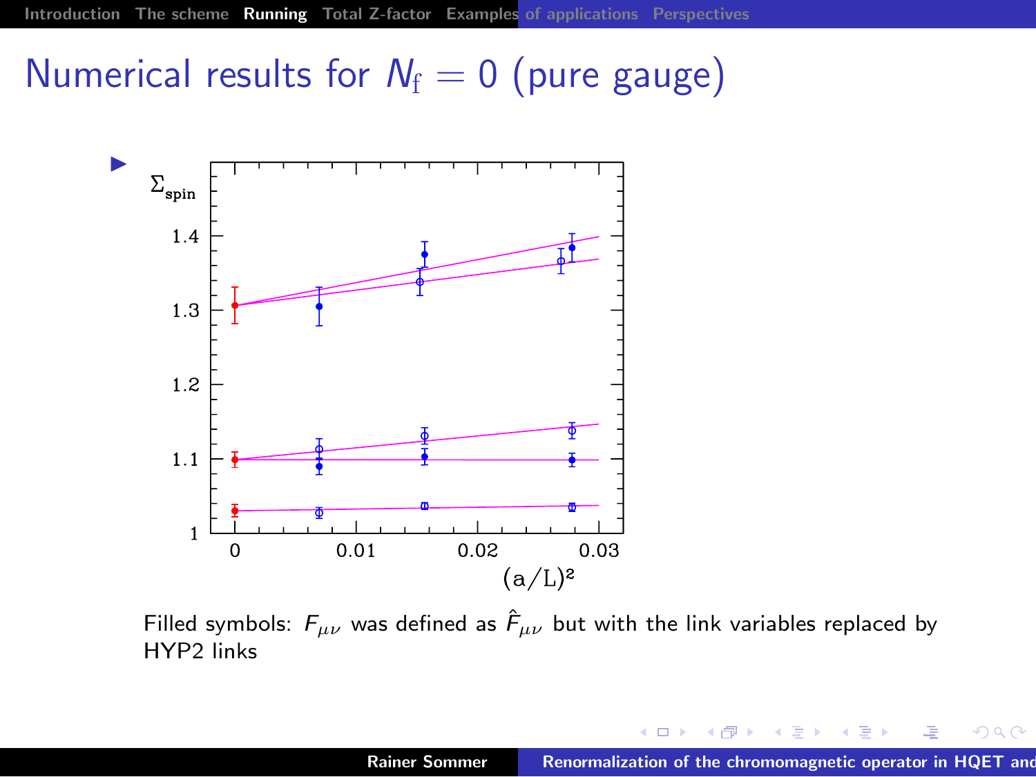# Numerical results for $N_f = 0$ (pure gauge)

Filled symbols: $F_{\mu\nu}$ was defined as $\hat{F}_{\mu\nu}$ but with the link variables replaced by HYP2 links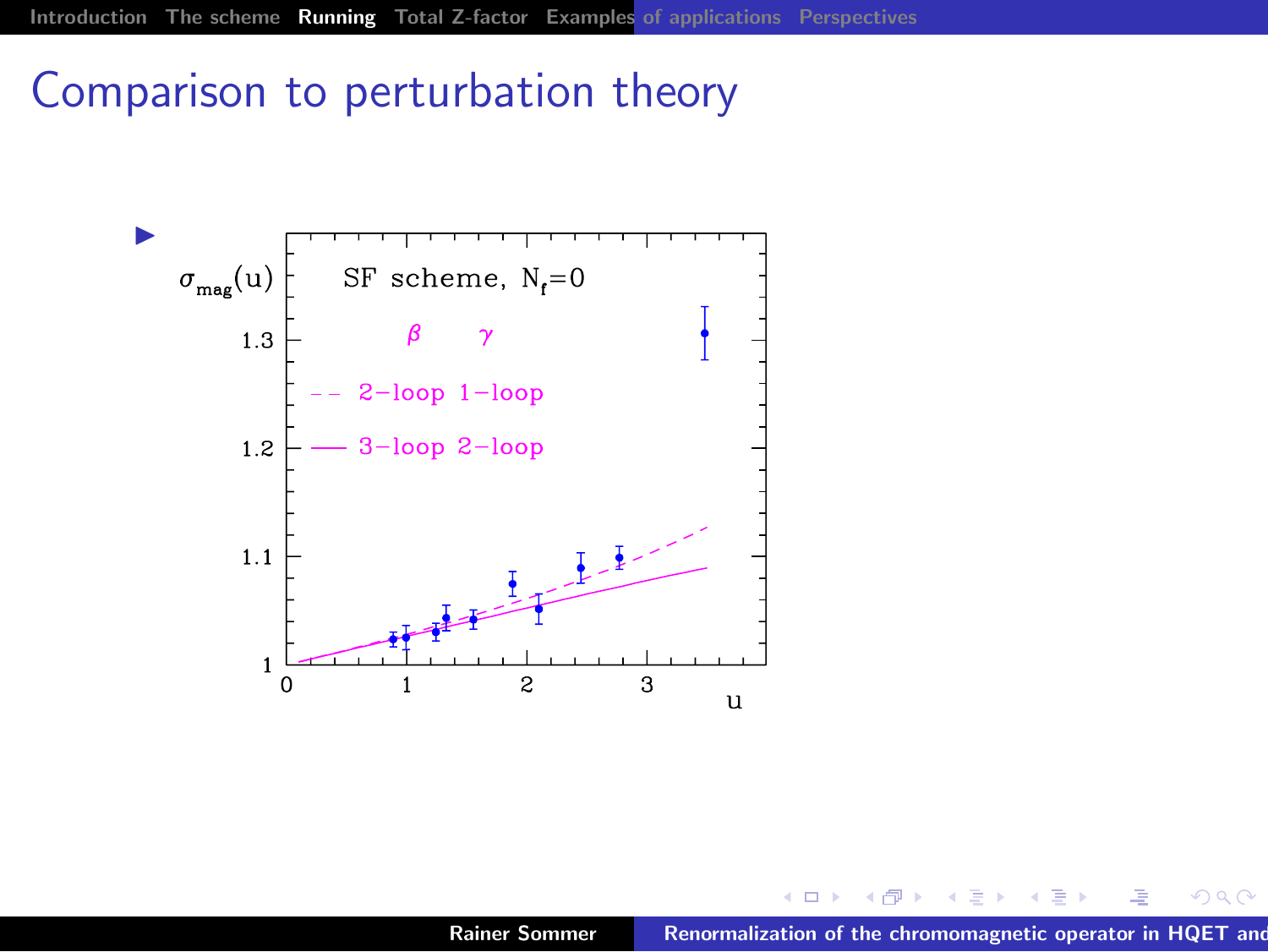# Comparison to perturbation theory

- $\sigma_{\mathrm{mag}}(u)$ — SF scheme, $N_f=0$

| $\beta$ | $\gamma$ |
|---|---|
| 2-loop | 1-loop |
| 3-loop | 2-loop |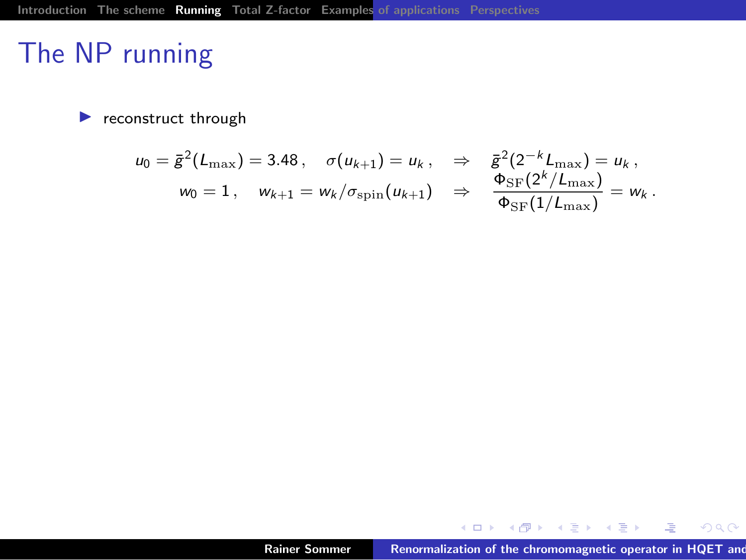# The NP running

- reconstruct through

$$u_0 = \bar{g}^2(L_{\rm max}) = 3.48\,, \quad \sigma(u_{k+1}) = u_k\,, \quad \Rightarrow \quad \bar{g}^2(2^{-k}L_{\rm max}) = u_k\,,$$

$$w_0 = 1\,, \quad w_{k+1} = w_k/\sigma_{\rm spin}(u_{k+1}) \quad \Rightarrow \quad \frac{\Phi_{\rm SF}(2^k/L_{\rm max})}{\Phi_{\rm SF}(1/L_{\rm max})} = w_k\,.$$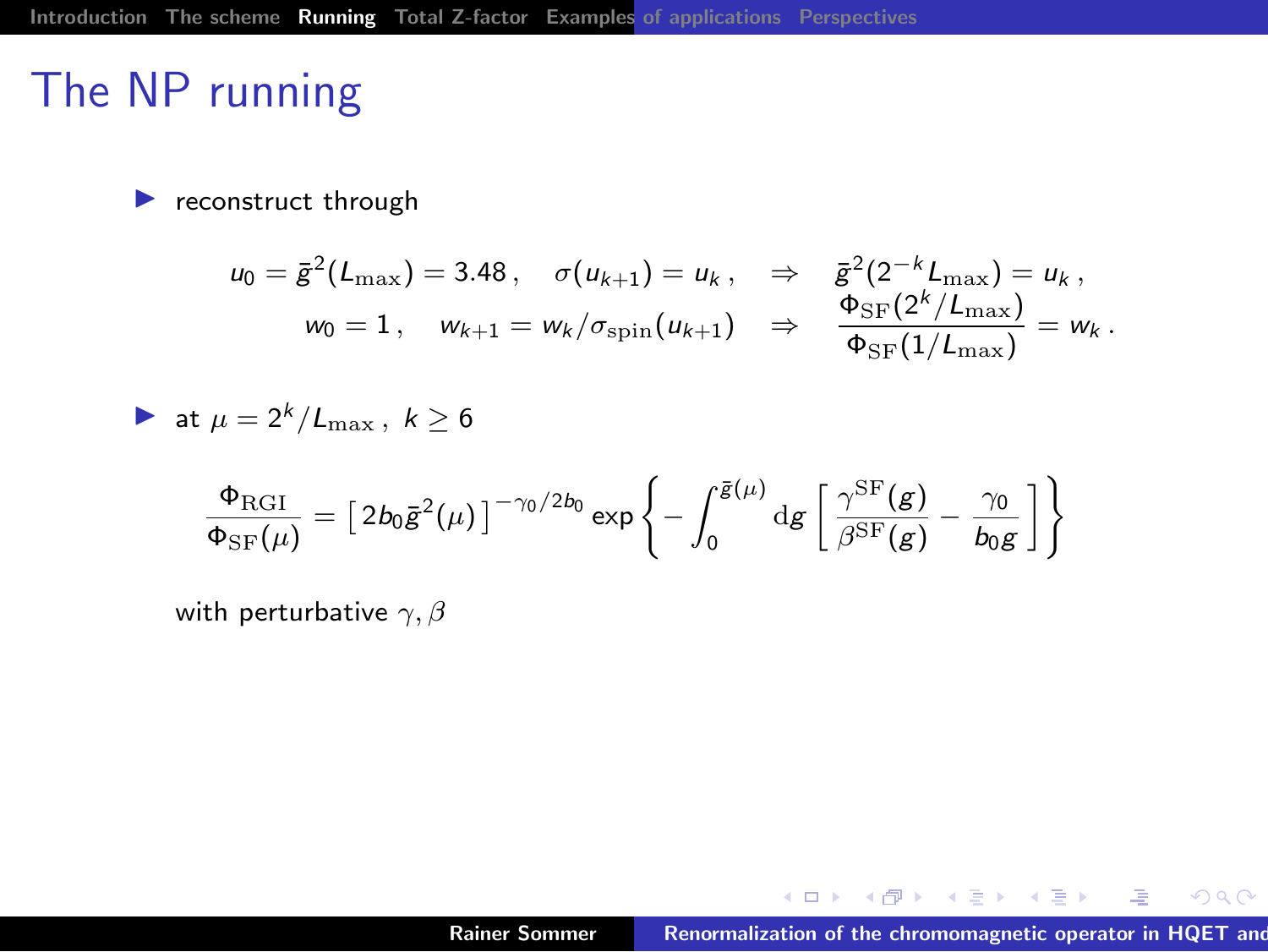# The NP running

- reconstruct through

$$
\begin{aligned}
u_0 = \bar{g}^2(L_{\rm max}) = 3.48\,, \quad \sigma(u_{k+1}) = u_k\,, \quad &\Rightarrow \quad \bar{g}^2(2^{-k}L_{\rm max}) = u_k\,, \\
w_0 = 1\,, \quad w_{k+1} = w_k/\sigma_{\rm spin}(u_{k+1}) \quad &\Rightarrow \quad \frac{\Phi_{\rm SF}(2^k/L_{\rm max})}{\Phi_{\rm SF}(1/L_{\rm max})} = w_k\,.
\end{aligned}
$$

- at $\mu = 2^k/L_{\rm max}\,,\ k \geq 6$

$$
\frac{\Phi_{\rm RGI}}{\Phi_{\rm SF}(\mu)} = \left[\,2b_0\bar{g}^2(\mu)\,\right]^{-\gamma_0/2b_0} \exp\left\{-\int_0^{\bar{g}(\mu)} {\rm d}g\left[\,\frac{\gamma^{\rm SF}(g)}{\beta^{\rm SF}(g)} - \frac{\gamma_0}{b_0 g}\,\right]\right\}
$$

with perturbative $\gamma, \beta$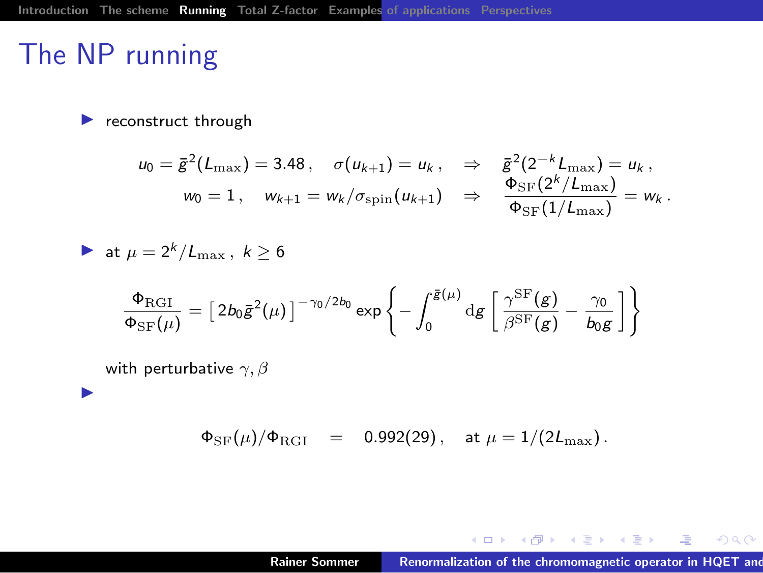# The NP running

- reconstruct through

$$
\begin{aligned}
u_0 = \bar{g}^2(L_{\rm max}) = 3.48\,, \quad \sigma(u_{k+1}) = u_k\,, \quad &\Rightarrow \quad \bar{g}^2(2^{-k}L_{\rm max}) = u_k\,, \\
w_0 = 1\,, \quad w_{k+1} = w_k/\sigma_{\rm spin}(u_{k+1}) \quad &\Rightarrow \quad \frac{\Phi_{\rm SF}(2^k/L_{\rm max})}{\Phi_{\rm SF}(1/L_{\rm max})} = w_k\,.
\end{aligned}
$$

- at $\mu = 2^k/L_{\rm max}\,,\; k \geq 6$

$$
\frac{\Phi_{\rm RGI}}{\Phi_{\rm SF}(\mu)} = \left[\, 2b_0\bar{g}^2(\mu)\,\right]^{-\gamma_0/2b_0} \exp\left\{ - \int_0^{\bar{g}(\mu)} {\rm d}g \left[ \frac{\gamma^{\rm SF}(g)}{\beta^{\rm SF}(g)} - \frac{\gamma_0}{b_0 g} \right] \right\}
$$

  with perturbative $\gamma, \beta$

-

$$
\Phi_{\rm SF}(\mu)/\Phi_{\rm RGI} \quad = \quad 0.992(29)\,, \quad \text{at } \mu = 1/(2L_{\rm max})\,.
$$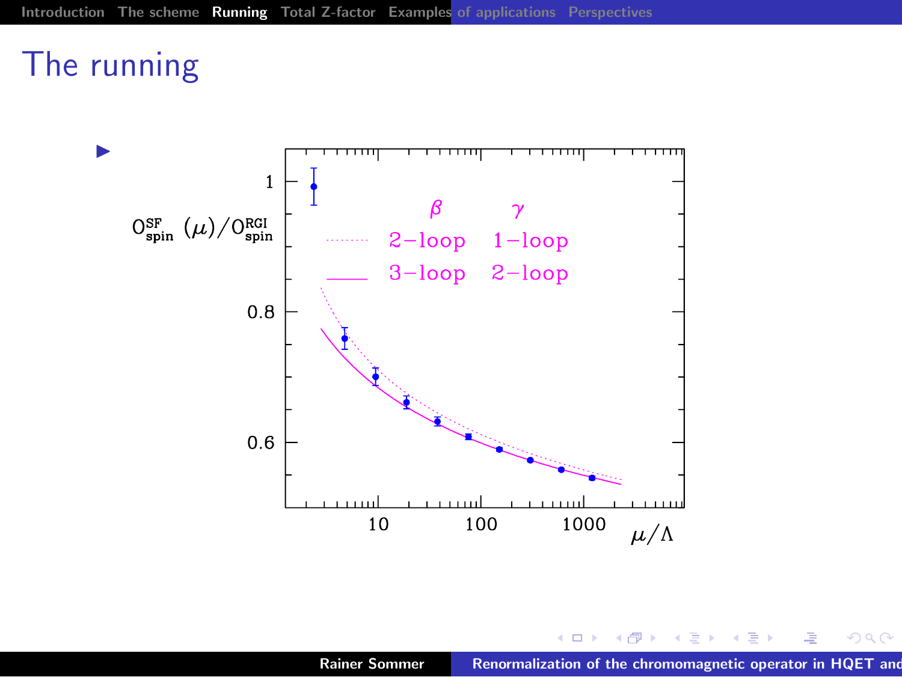# The running

-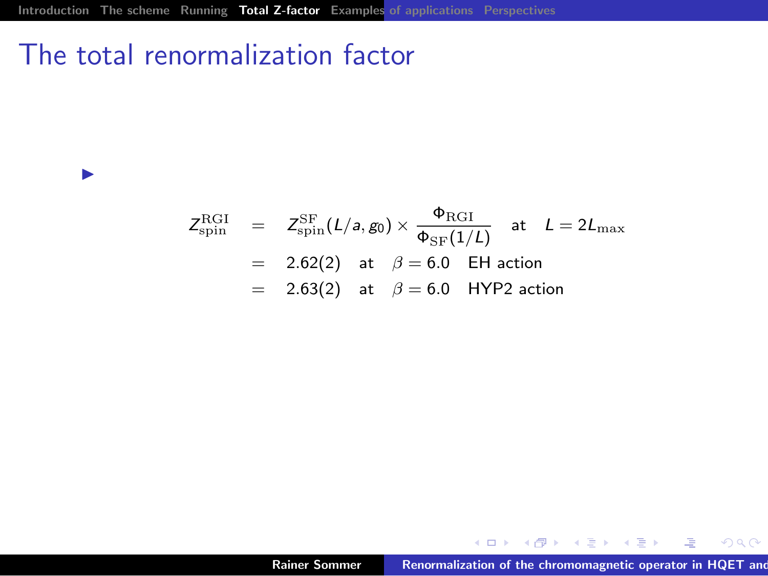# The total renormalization factor

- $$
\begin{aligned}
Z_{\rm spin}^{\rm RGI} &= Z_{\rm spin}^{\rm SF}(L/a, g_0) \times \frac{\Phi_{\rm RGI}}{\Phi_{\rm SF}(1/L)} \quad \text{at} \quad L = 2L_{\max} \\
&= 2.62(2) \quad \text{at} \quad \beta = 6.0 \quad \text{EH action} \\
&= 2.63(2) \quad \text{at} \quad \beta = 6.0 \quad \text{HYP2 action}
\end{aligned}
$$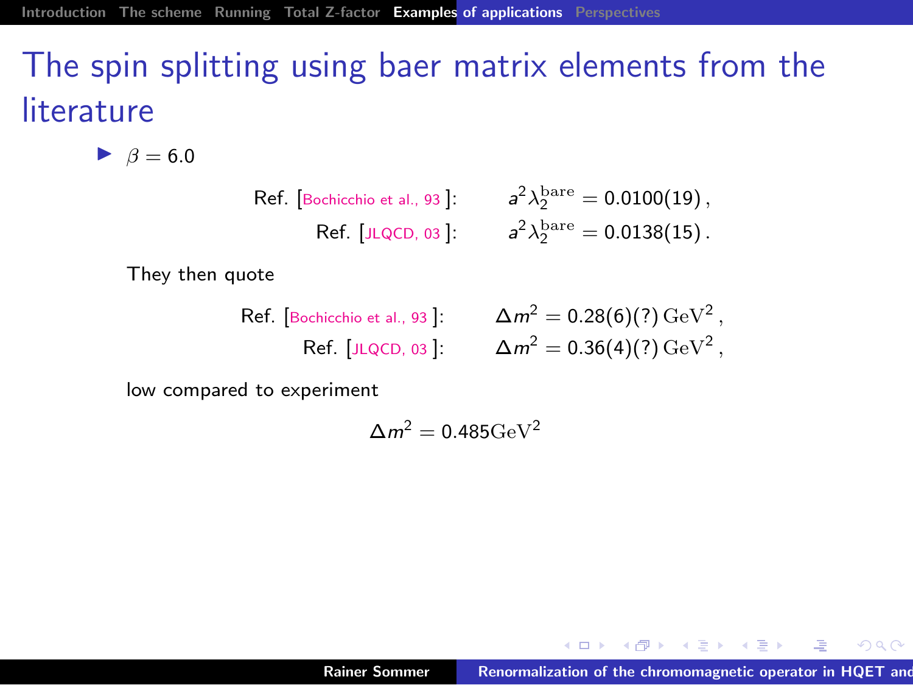# The spin splitting using baer matrix elements from the literature

- $\beta = 6.0$

$$\text{Ref. [Bochicchio et al., 93]:} \qquad a^2 \lambda_2^{\rm bare} = 0.0100(19)\,,$$
$$\text{Ref. [JLQCD, 03]:} \qquad a^2 \lambda_2^{\rm bare} = 0.0138(15)\,.$$

They then quote

$$\text{Ref. [Bochicchio et al., 93]:} \qquad \Delta m^2 = 0.28(6)(?)\,{\rm GeV}^2\,,$$
$$\text{Ref. [JLQCD, 03]:} \qquad \Delta m^2 = 0.36(4)(?)\,{\rm GeV}^2\,,$$

low compared to experiment

$$\Delta m^2 = 0.485 {\rm GeV}^2$$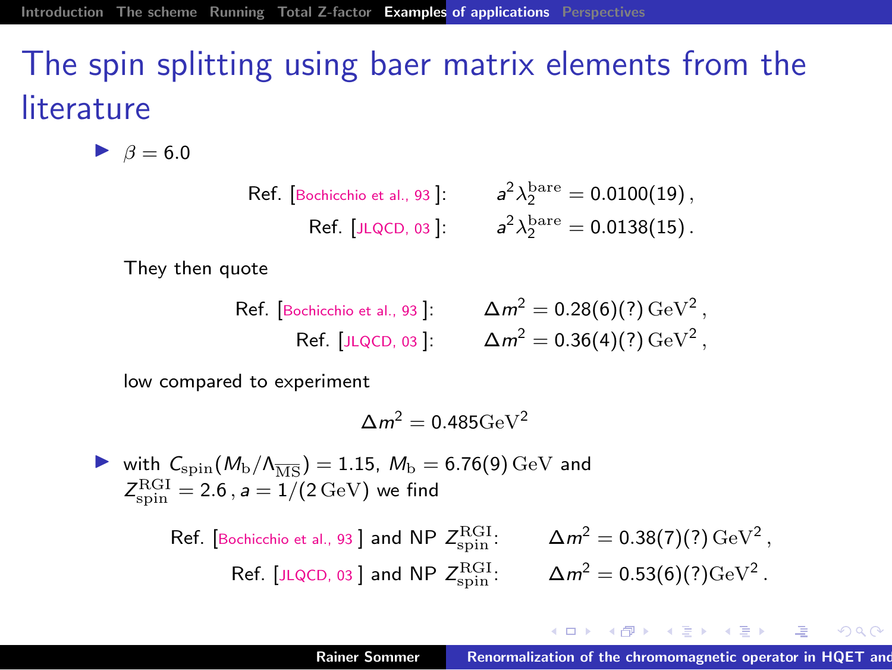# The spin splitting using baer matrix elements from the literature

- $\beta = 6.0$

$$\text{Ref. [Bochicchio et al., 93]:} \qquad a^2\lambda_2^{\rm bare} = 0.0100(19)\,,$$
$$\text{Ref. [JLQCD, 03]:} \qquad a^2\lambda_2^{\rm bare} = 0.0138(15)\,.$$

  They then quote

$$\text{Ref. [Bochicchio et al., 93]:} \qquad \Delta m^2 = 0.28(6)(?)\,\mathrm{GeV}^2\,,$$
$$\text{Ref. [JLQCD, 03]:} \qquad \Delta m^2 = 0.36(4)(?)\,\mathrm{GeV}^2\,,$$

  low compared to experiment

$$\Delta m^2 = 0.485\mathrm{GeV}^2$$

- with $C_{\rm spin}(M_{\rm b}/\Lambda_{\overline{\rm MS}}) = 1.15$, $M_{\rm b} = 6.76(9)\,\mathrm{GeV}$ and $Z_{\rm spin}^{\rm RGI} = 2.6\,$, $a = 1/(2\,\mathrm{GeV})$ we find

$$\text{Ref. [Bochicchio et al., 93] and NP } Z_{\rm spin}^{\rm RGI}: \qquad \Delta m^2 = 0.38(7)(?)\,\mathrm{GeV}^2\,,$$
$$\text{Ref. [JLQCD, 03] and NP } Z_{\rm spin}^{\rm RGI}: \qquad \Delta m^2 = 0.53(6)(?)\mathrm{GeV}^2\,.$$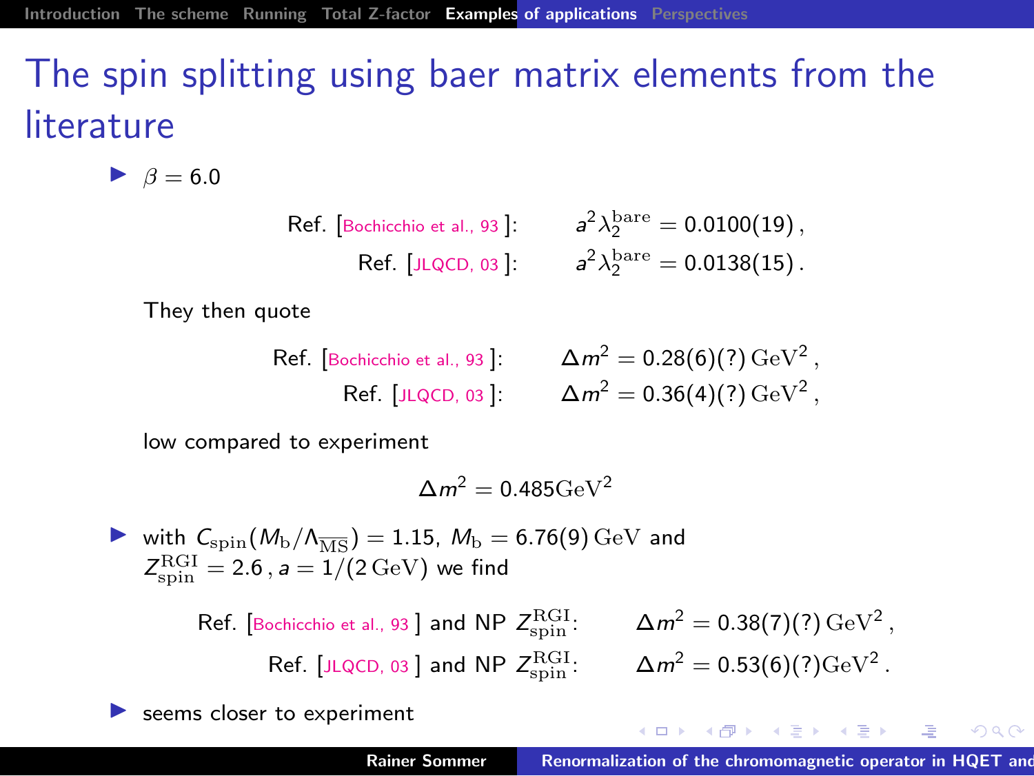# The spin splitting using baer matrix elements from the literature

- $\beta = 6.0$

$$\text{Ref. [Bochicchio et al., 93]:} \qquad a^2\lambda_2^{\mathrm{bare}} = 0.0100(19)\,,$$
$$\text{Ref. [JLQCD, 03]:} \qquad a^2\lambda_2^{\mathrm{bare}} = 0.0138(15)\,.$$

They then quote

$$\text{Ref. [Bochicchio et al., 93]:} \qquad \Delta m^2 = 0.28(6)(?)\,\mathrm{GeV}^2\,,$$
$$\text{Ref. [JLQCD, 03]:} \qquad \Delta m^2 = 0.36(4)(?)\,\mathrm{GeV}^2\,,$$

low compared to experiment

$$\Delta m^2 = 0.485\mathrm{GeV}^2$$

- with $C_{\mathrm{spin}}(M_{\mathrm{b}}/\Lambda_{\overline{\mathrm{MS}}}) = 1.15$, $M_{\mathrm{b}} = 6.76(9)\,\mathrm{GeV}$ and $Z_{\mathrm{spin}}^{\mathrm{RGI}} = 2.6\,$, $a = 1/(2\,\mathrm{GeV})$ we find

$$\text{Ref. [Bochicchio et al., 93] and NP } Z_{\mathrm{spin}}^{\mathrm{RGI}}\text{:} \qquad \Delta m^2 = 0.38(7)(?)\,\mathrm{GeV}^2\,,$$
$$\text{Ref. [JLQCD, 03] and NP } Z_{\mathrm{spin}}^{\mathrm{RGI}}\text{:} \qquad \Delta m^2 = 0.53(6)(?)\mathrm{GeV}^2\,.$$

- seems closer to experiment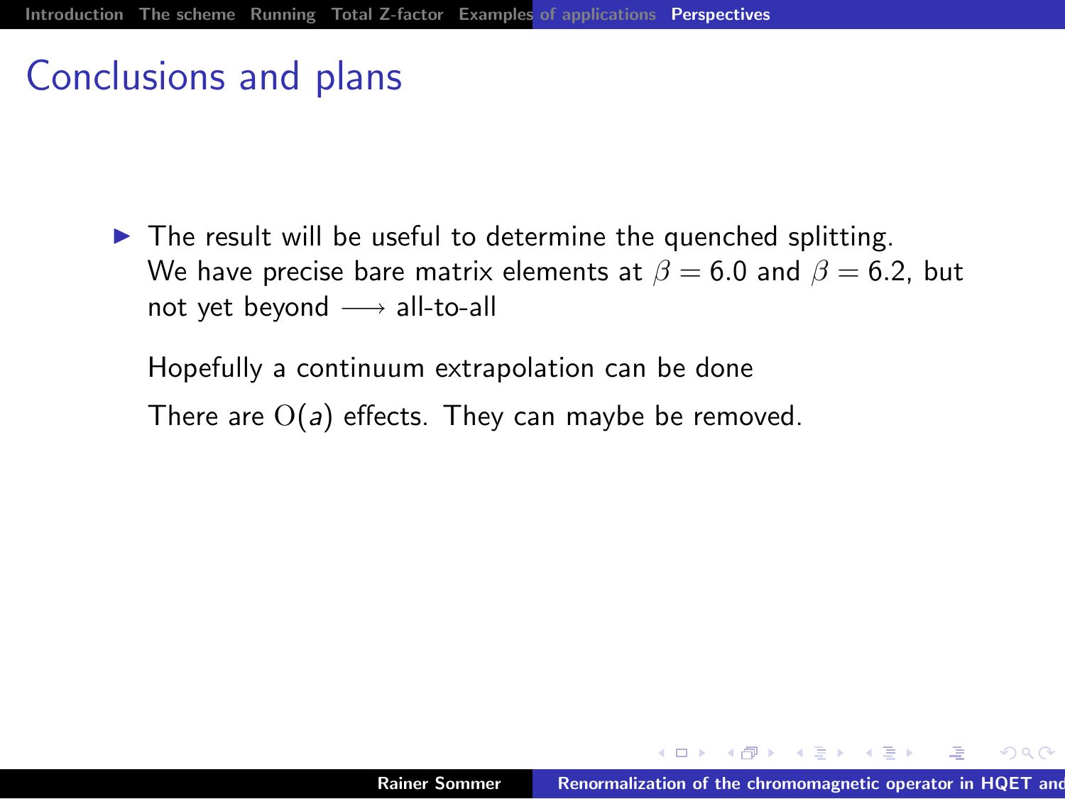# Conclusions and plans

- The result will be useful to determine the quenched splitting. We have precise bare matrix elements at $\beta = 6.0$ and $\beta = 6.2$, but not yet beyond $\longrightarrow$ all-to-all

  Hopefully a continuum extrapolation can be done

  There are $\mathrm{O}(a)$ effects. They can maybe be removed.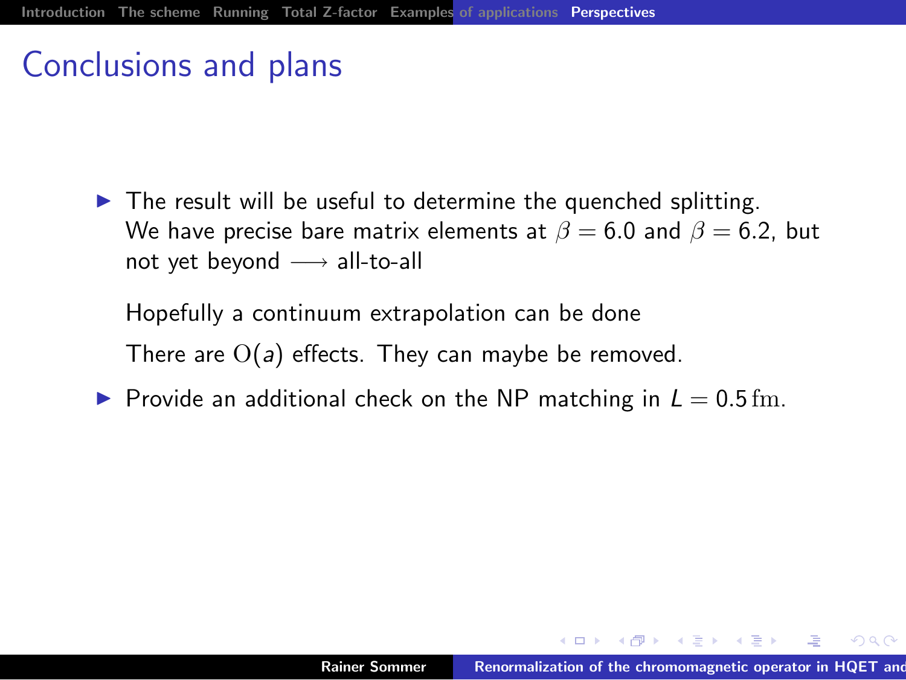# Conclusions and plans

- The result will be useful to determine the quenched splitting.
  We have precise bare matrix elements at $\beta = 6.0$ and $\beta = 6.2$, but not yet beyond $\longrightarrow$ all-to-all

  Hopefully a continuum extrapolation can be done

  There are $\mathrm{O}(a)$ effects. They can maybe be removed.

- Provide an additional check on the NP matching in $L = 0.5\,\mathrm{fm}$.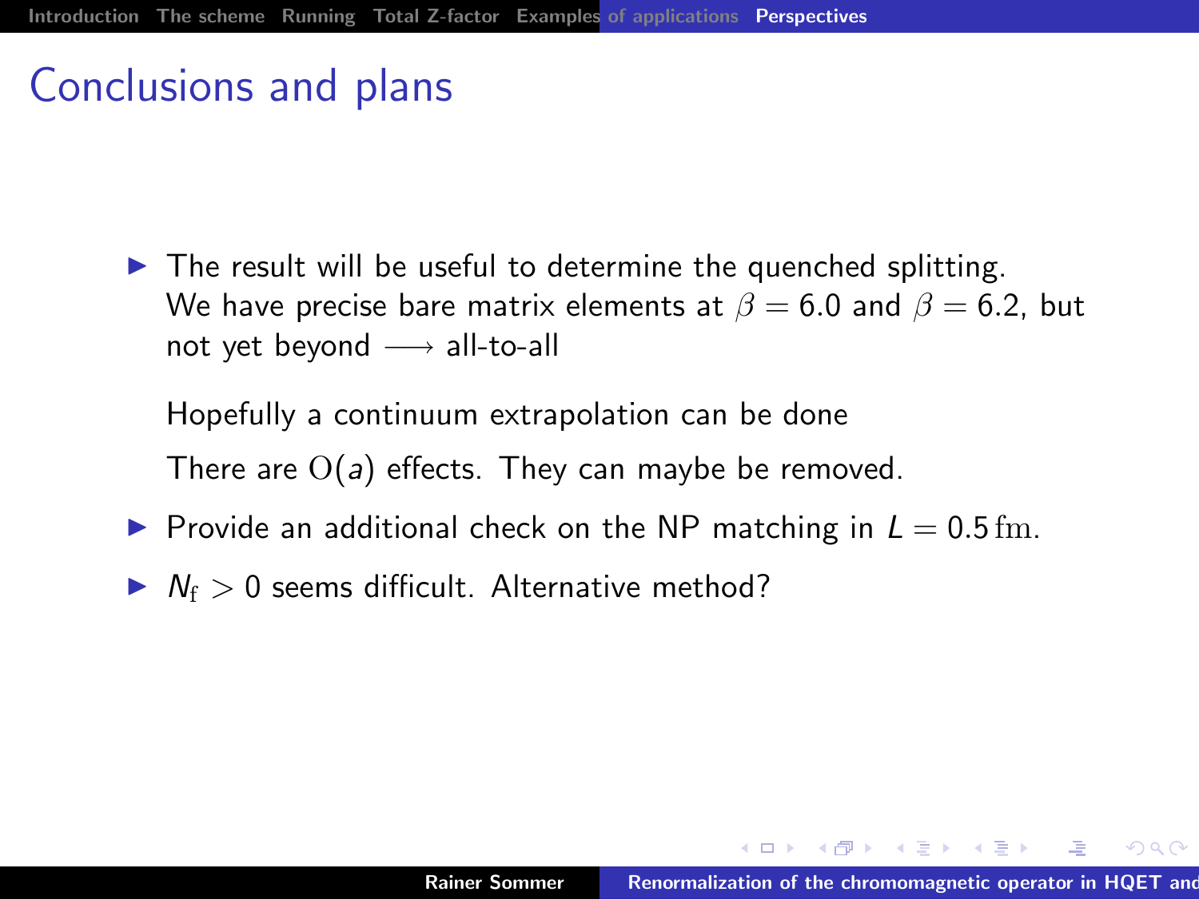# Conclusions and plans

- The result will be useful to determine the quenched splitting. We have precise bare matrix elements at $\beta = 6.0$ and $\beta = 6.2$, but not yet beyond $\longrightarrow$ all-to-all

  Hopefully a continuum extrapolation can be done

  There are $\mathrm{O}(a)$ effects. They can maybe be removed.

- Provide an additional check on the NP matching in $L = 0.5\,\mathrm{fm}$.

- $N_\mathrm{f} > 0$ seems difficult. Alternative method?